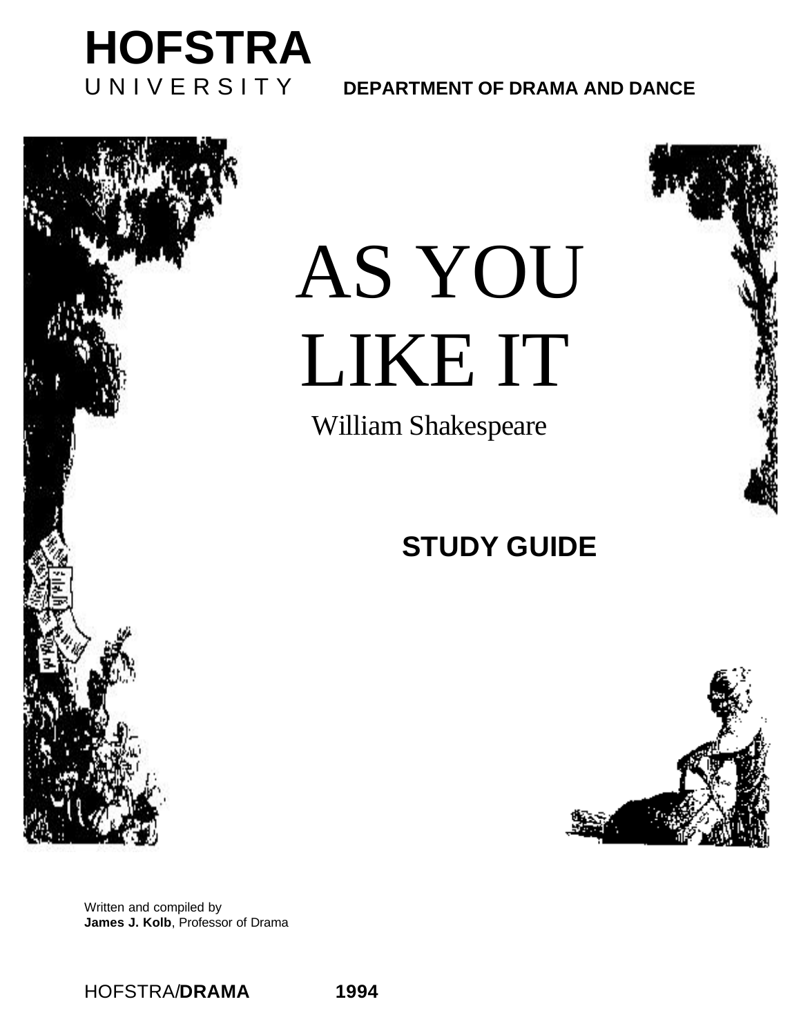**HOFSTRA**
UNIVERSITY **DEPARTMENT OF DRAMA AND DANCE**

# AS YOU LIKE IT

William Shakespeare

## STUDY GUIDE

Written and compiled by
**James J. Kolb**, Professor of Drama

HOFSTRA/**DRAMA** **1994**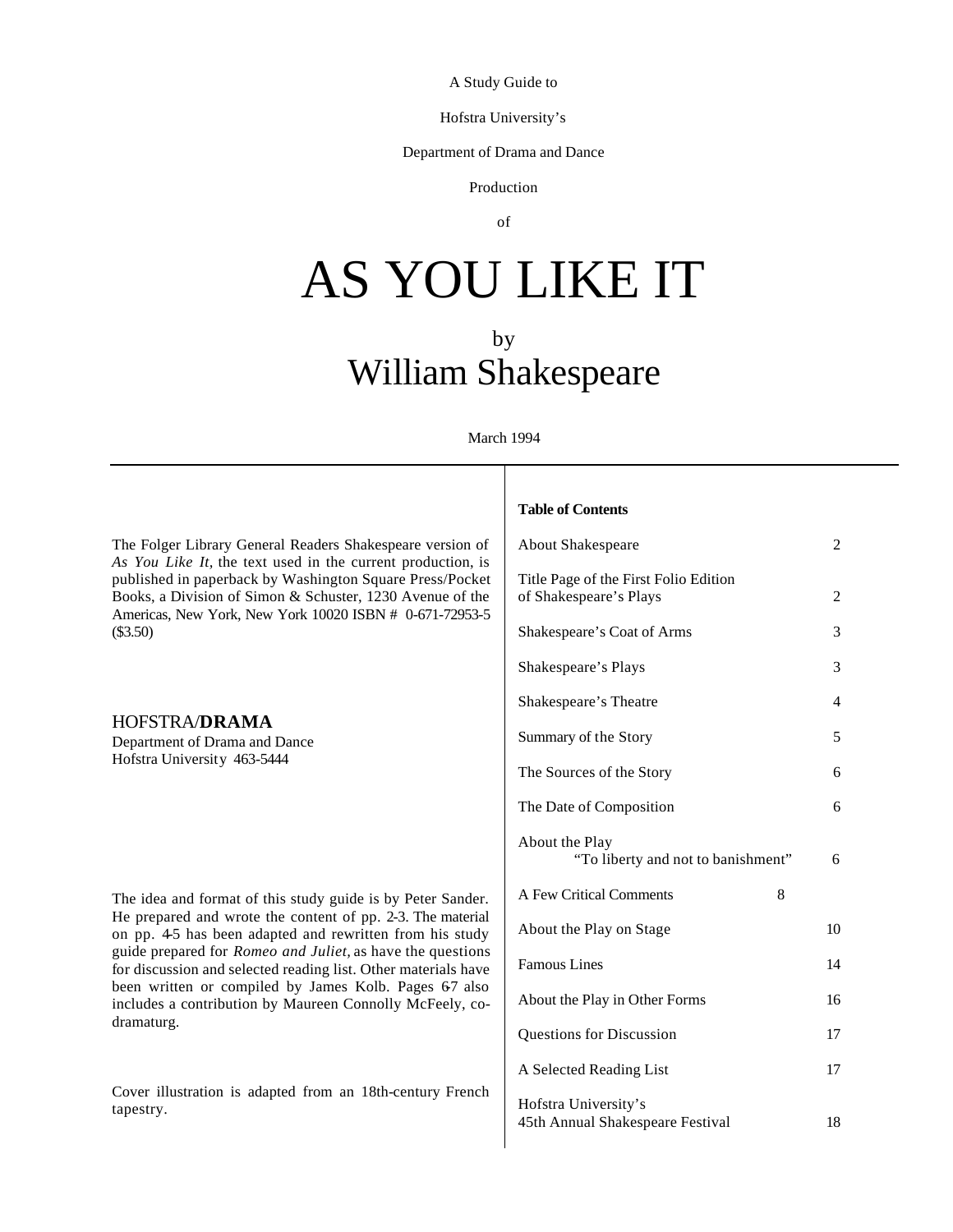A Study Guide to

Hofstra University's

Department of Drama and Dance

Production

of

# AS YOU LIKE IT

by

## William Shakespeare

March 1994

The Folger Library General Readers Shakespeare version of *As You Like It*, the text used in the current production, is published in paperback by Washington Square Press/Pocket Books, a Division of Simon & Schuster, 1230 Avenue of the Americas, New York, New York 10020 ISBN # 0-671-72953-5 ($3.50)

HOFSTRA/**DRAMA**
Department of Drama and Dance
Hofstra University 463-5444

The idea and format of this study guide is by Peter Sander. He prepared and wrote the content of pp. 2-3. The material on pp. 4-5 has been adapted and rewritten from his study guide prepared for *Romeo and Juliet*, as have the questions for discussion and selected reading list. Other materials have been written or compiled by James Kolb. Pages 6-7 also includes a contribution by Maureen Connolly McFeely, co-dramaturg.

Cover illustration is adapted from an 18th-century French tapestry.

**Table of Contents**

| | |
|---|---|
| About Shakespeare | 2 |
| Title Page of the First Folio Edition of Shakespeare's Plays | 2 |
| Shakespeare's Coat of Arms | 3 |
| Shakespeare's Plays | 3 |
| Shakespeare's Theatre | 4 |
| Summary of the Story | 5 |
| The Sources of the Story | 6 |
| The Date of Composition | 6 |
| About the Play "To liberty and not to banishment" | 6 |
| A Few Critical Comments | 8 |
| About the Play on Stage | 10 |
| Famous Lines | 14 |
| About the Play in Other Forms | 16 |
| Questions for Discussion | 17 |
| A Selected Reading List | 17 |
| Hofstra University's 45th Annual Shakespeare Festival | 18 |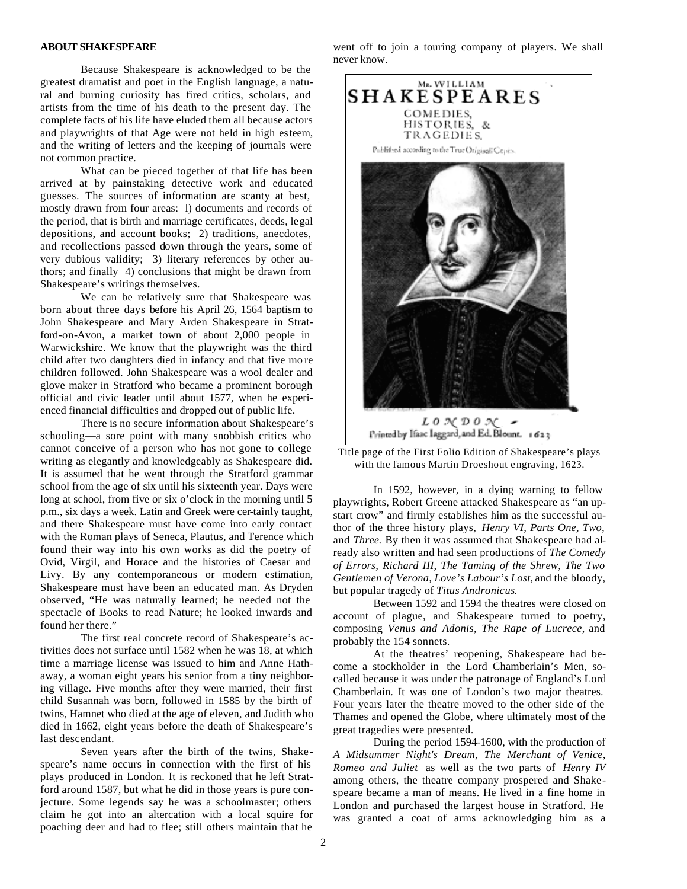**ABOUT SHAKESPEARE**

Because Shakespeare is acknowledged to be the greatest dramatist and poet in the English language, a natural and burning curiosity has fired critics, scholars, and artists from the time of his death to the present day. The complete facts of his life have eluded them all because actors and playwrights of that Age were not held in high esteem, and the writing of letters and the keeping of journals were not common practice.

What can be pieced together of that life has been arrived at by painstaking detective work and educated guesses. The sources of information are scanty at best, mostly drawn from four areas: l) documents and records of the period, that is birth and marriage certificates, deeds, legal depositions, and account books; 2) traditions, anecdotes, and recollections passed down through the years, some of very dubious validity; 3) literary references by other authors; and finally 4) conclusions that might be drawn from Shakespeare's writings themselves.

We can be relatively sure that Shakespeare was born about three days before his April 26, 1564 baptism to John Shakespeare and Mary Arden Shakespeare in Stratford-on-Avon, a market town of about 2,000 people in Warwickshire. We know that the playwright was the third child after two daughters died in infancy and that five more children followed. John Shakespeare was a wool dealer and glove maker in Stratford who became a prominent borough official and civic leader until about 1577, when he experienced financial difficulties and dropped out of public life.

There is no secure information about Shakespeare's schooling—a sore point with many snobbish critics who cannot conceive of a person who has not gone to college writing as elegantly and knowledgeably as Shakespeare did. It is assumed that he went through the Stratford grammar school from the age of six until his sixteenth year. Days were long at school, from five or six o'clock in the morning until 5 p.m., six days a week. Latin and Greek were certainly taught, and there Shakespeare must have come into early contact with the Roman plays of Seneca, Plautus, and Terence which found their way into his own works as did the poetry of Ovid, Virgil, and Horace and the histories of Caesar and Livy. By any contemporaneous or modern estimation, Shakespeare must have been an educated man. As Dryden observed, "He was naturally learned; he needed not the spectacle of Books to read Nature; he looked inwards and found her there."

The first real concrete record of Shakespeare's activities does not surface until 1582 when he was 18, at which time a marriage license was issued to him and Anne Hathaway, a woman eight years his senior from a tiny neighboring village. Five months after they were married, their first child Susannah was born, followed in 1585 by the birth of twins, Hamnet who died at the age of eleven, and Judith who died in 1662, eight years before the death of Shakespeare's last descendant.

Seven years after the birth of the twins, Shakespeare's name occurs in connection with the first of his plays produced in London. It is reckoned that he left Stratford around 1587, but what he did in those years is pure conjecture. Some legends say he was a schoolmaster; others claim he got into an altercation with a local squire for poaching deer and had to flee; still others maintain that he went off to join a touring company of players. We shall never know.

Title page of the First Folio Edition of Shakespeare's plays with the famous Martin Droeshout engraving, 1623.

In 1592, however, in a dying warning to fellow playwrights, Robert Greene attacked Shakespeare as "an upstart crow" and firmly establishes him as the successful author of the three history plays, *Henry VI, Parts One, Two,* and *Three.* By then it was assumed that Shakespeare had already also written and had seen productions of *The Comedy of Errors, Richard III, The Taming of the Shrew, The Two Gentlemen of Verona, Love's Labour's Lost,* and the bloody, but popular tragedy of *Titus Andronicus.*

Between 1592 and 1594 the theatres were closed on account of plague, and Shakespeare turned to poetry, composing *Venus and Adonis, The Rape of Lucrece*, and probably the 154 sonnets.

At the theatres' reopening, Shakespeare had become a stockholder in the Lord Chamberlain's Men, so-called because it was under the patronage of England's Lord Chamberlain. It was one of London's two major theatres. Four years later the theatre moved to the other side of the Thames and opened the Globe, where ultimately most of the great tragedies were presented.

During the period 1594-1600, with the production of *A Midsummer Night's Dream, The Merchant of Venice, Romeo and Juliet* as well as the two parts of *Henry IV* among others, the theatre company prospered and Shakespeare became a man of means. He lived in a fine home in London and purchased the largest house in Stratford. He was granted a coat of arms acknowledging him as a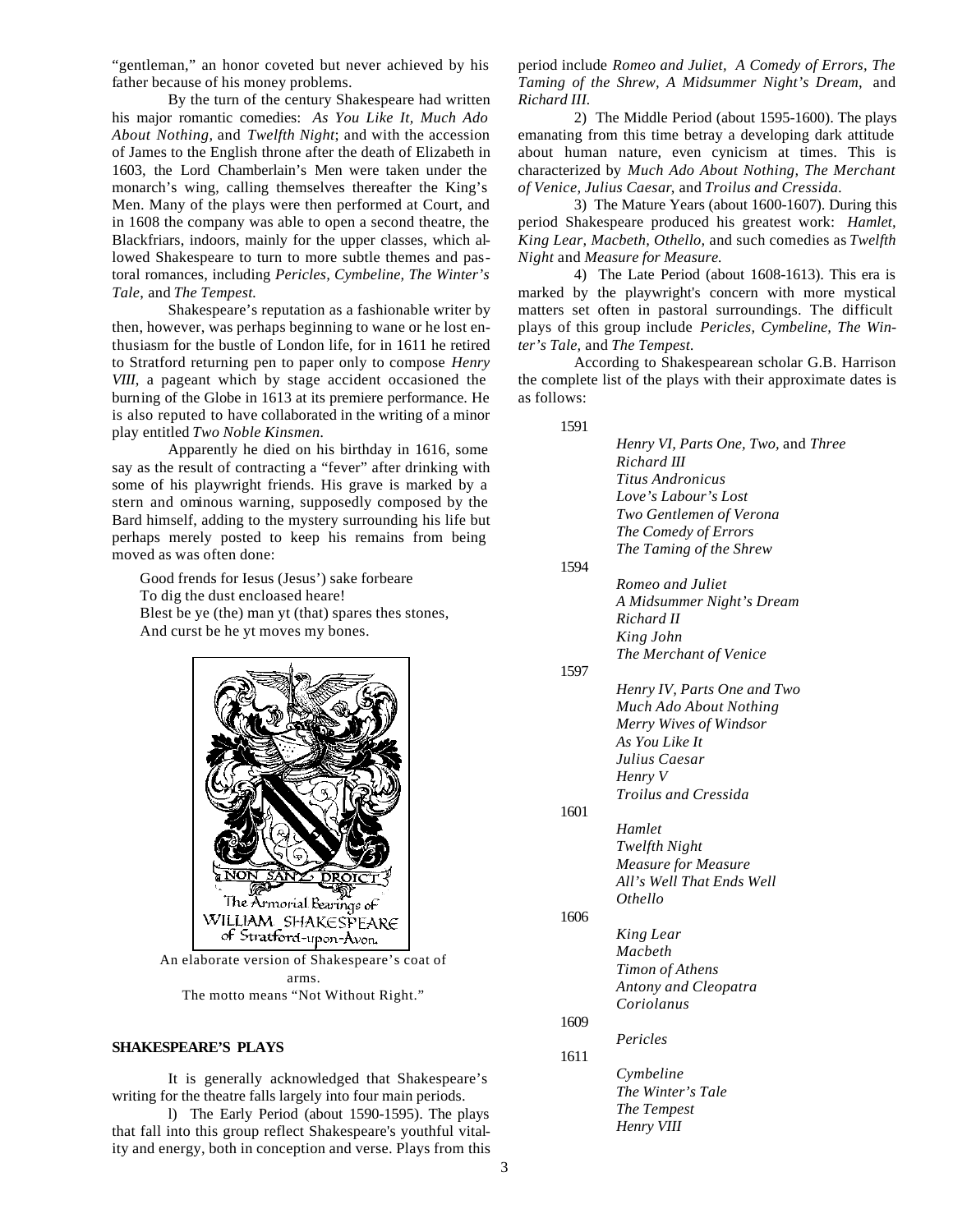"gentleman," an honor coveted but never achieved by his father because of his money problems.

By the turn of the century Shakespeare had written his major romantic comedies: *As You Like It*, *Much Ado About Nothing*, and *Twelfth Night*; and with the accession of James to the English throne after the death of Elizabeth in 1603, the Lord Chamberlain's Men were taken under the monarch's wing, calling themselves thereafter the King's Men. Many of the plays were then performed at Court, and in 1608 the company was able to open a second theatre, the Blackfriars, indoors, mainly for the upper classes, which allowed Shakespeare to turn to more subtle themes and pastoral romances, including *Pericles, Cymbeline, The Winter's Tale*, and *The Tempest.*

Shakespeare's reputation as a fashionable writer by then, however, was perhaps beginning to wane or he lost enthusiasm for the bustle of London life, for in 1611 he retired to Stratford returning pen to paper only to compose *Henry VIII*, a pageant which by stage accident occasioned the burning of the Globe in 1613 at its premiere performance. He is also reputed to have collaborated in the writing of a minor play entitled *Two Noble Kinsmen*.

Apparently he died on his birthday in 1616, some say as the result of contracting a "fever" after drinking with some of his playwright friends. His grave is marked by a stern and ominous warning, supposedly composed by the Bard himself, adding to the mystery surrounding his life but perhaps merely posted to keep his remains from being moved as was often done:

> Good frends for Iesus (Jesus') sake forbeare
> To dig the dust encloased heare!
> Blest be ye (the) man yt (that) spares thes stones,
> And curst be he yt moves my bones.

An elaborate version of Shakespeare's coat of arms.
The motto means "Not Without Right."

## SHAKESPEARE'S PLAYS

It is generally acknowledged that Shakespeare's writing for the theatre falls largely into four main periods.

l) The Early Period (about 1590-1595). The plays that fall into this group reflect Shakespeare's youthful vitality and energy, both in conception and verse. Plays from this period include *Romeo and Juliet, A Comedy of Errors, The Taming of the Shrew, A Midsummer Night's Dream,* and *Richard III.*

2) The Middle Period (about 1595-1600). The plays emanating from this time betray a developing dark attitude about human nature, even cynicism at times. This is characterized by *Much Ado About Nothing, The Merchant of Venice, Julius Caesar*, and *Troilus and Cressida*.

3) The Mature Years (about 1600-1607). During this period Shakespeare produced his greatest work: *Hamlet, King Lear, Macbeth, Othello,* and such comedies as *Twelfth Night* and *Measure for Measure.*

4) The Late Period (about 1608-1613). This era is marked by the playwright's concern with more mystical matters set often in pastoral surroundings. The difficult plays of this group include *Pericles, Cymbeline, The Winter's Tale,* and *The Tempest.*

According to Shakespearean scholar G.B. Harrison the complete list of the plays with their approximate dates is as follows:

1591
- *Henry VI, Parts One, Two,* and *Three*
- *Richard III*
- *Titus Andronicus*
- *Love's Labour's Lost*
- *Two Gentlemen of Verona*
- *The Comedy of Errors*
- *The Taming of the Shrew*

1594
- *Romeo and Juliet*
- *A Midsummer Night's Dream*
- *Richard II*
- *King John*
- *The Merchant of Venice*

1597
- *Henry IV, Parts One and Two*
- *Much Ado About Nothing*
- *Merry Wives of Windsor*
- *As You Like It*
- *Julius Caesar*
- *Henry V*
- *Troilus and Cressida*

1601
- *Hamlet*
- *Twelfth Night*
- *Measure for Measure*
- *All's Well That Ends Well*
- *Othello*

1606
- *King Lear*
- *Macbeth*
- *Timon of Athens*
- *Antony and Cleopatra*
- *Coriolanus*

1609
- *Pericles*

1611
- *Cymbeline*
- *The Winter's Tale*
- *The Tempest*
- *Henry VIII*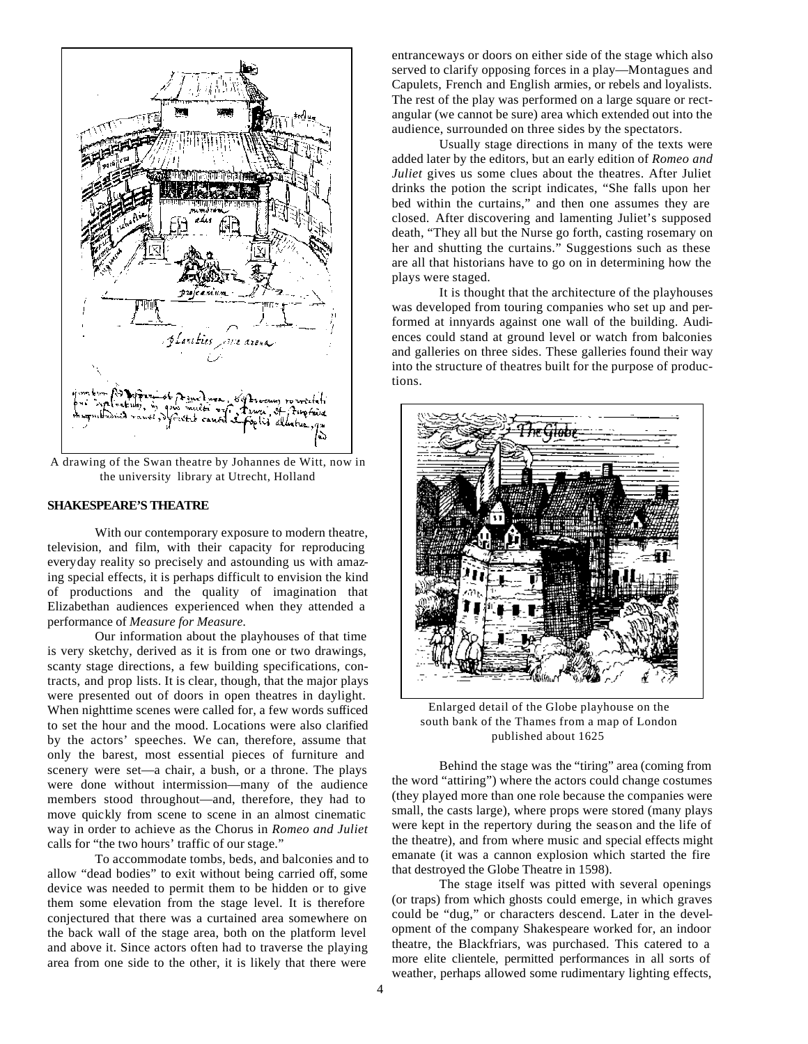A drawing of the Swan theatre by Johannes de Witt, now in the university library at Utrecht, Holland

## SHAKESPEARE'S THEATRE

With our contemporary exposure to modern theatre, television, and film, with their capacity for reproducing everyday reality so precisely and astounding us with amazing special effects, it is perhaps difficult to envision the kind of productions and the quality of imagination that Elizabethan audiences experienced when they attended a performance of *Measure for Measure.*

Our information about the playhouses of that time is very sketchy, derived as it is from one or two drawings, scanty stage directions, a few building specifications, contracts, and prop lists. It is clear, though, that the major plays were presented out of doors in open theatres in daylight. When nighttime scenes were called for, a few words sufficed to set the hour and the mood. Locations were also clarified by the actors' speeches. We can, therefore, assume that only the barest, most essential pieces of furniture and scenery were set—a chair, a bush, or a throne. The plays were done without intermission—many of the audience members stood throughout—and, therefore, they had to move quickly from scene to scene in an almost cinematic way in order to achieve as the Chorus in *Romeo and Juliet* calls for "the two hours' traffic of our stage."

To accommodate tombs, beds, and balconies and to allow "dead bodies" to exit without being carried off, some device was needed to permit them to be hidden or to give them some elevation from the stage level. It is therefore conjectured that there was a curtained area somewhere on the back wall of the stage area, both on the platform level and above it. Since actors often had to traverse the playing area from one side to the other, it is likely that there were entranceways or doors on either side of the stage which also served to clarify opposing forces in a play—Montagues and Capulets, French and English armies, or rebels and loyalists. The rest of the play was performed on a large square or rectangular (we cannot be sure) area which extended out into the audience, surrounded on three sides by the spectators.

Usually stage directions in many of the texts were added later by the editors, but an early edition of *Romeo and Juliet* gives us some clues about the theatres. After Juliet drinks the potion the script indicates, "She falls upon her bed within the curtains," and then one assumes they are closed. After discovering and lamenting Juliet's supposed death, "They all but the Nurse go forth, casting rosemary on her and shutting the curtains." Suggestions such as these are all that historians have to go on in determining how the plays were staged.

It is thought that the architecture of the playhouses was developed from touring companies who set up and performed at innyards against one wall of the building. Audiences could stand at ground level or watch from balconies and galleries on three sides. These galleries found their way into the structure of theatres built for the purpose of productions.

Enlarged detail of the Globe playhouse on the south bank of the Thames from a map of London published about 1625

Behind the stage was the "tiring" area (coming from the word "attiring") where the actors could change costumes (they played more than one role because the companies were small, the casts large), where props were stored (many plays were kept in the repertory during the season and the life of the theatre), and from where music and special effects might emanate (it was a cannon explosion which started the fire that destroyed the Globe Theatre in 1598).

The stage itself was pitted with several openings (or traps) from which ghosts could emerge, in which graves could be "dug," or characters descend. Later in the development of the company Shakespeare worked for, an indoor theatre, the Blackfriars, was purchased. This catered to a more elite clientele, permitted performances in all sorts of weather, perhaps allowed some rudimentary lighting effects,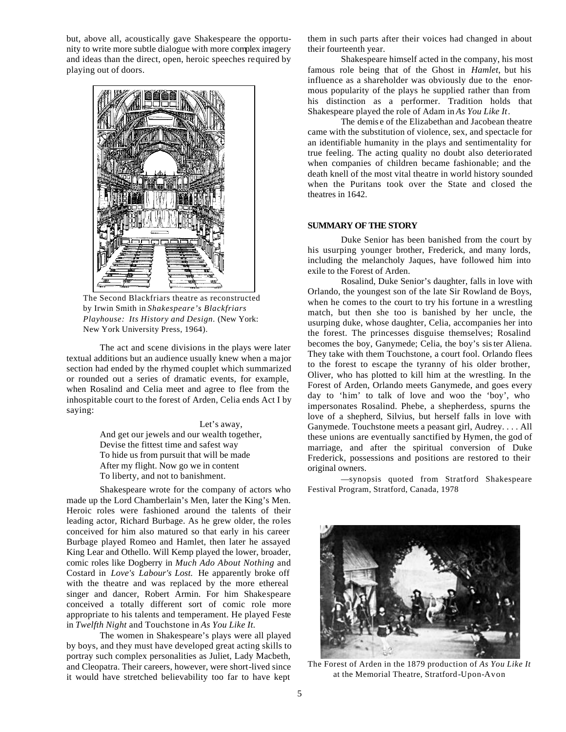but, above all, acoustically gave Shakespeare the opportunity to write more subtle dialogue with more complex imagery and ideas than the direct, open, heroic speeches required by playing out of doors.

The Second Blackfriars theatre as reconstructed by Irwin Smith in *Shakespeare's Blackfriars Playhouse: Its History and Design.* (New York: New York University Press, 1964).

The act and scene divisions in the plays were later textual additions but an audience usually knew when a major section had ended by the rhymed couplet which summarized or rounded out a series of dramatic events, for example, when Rosalind and Celia meet and agree to flee from the inhospitable court to the forest of Arden, Celia ends Act I by saying:

> Let's away,
> And get our jewels and our wealth together,
> Devise the fittest time and safest way
> To hide us from pursuit that will be made
> After my flight. Now go we in content
> To liberty, and not to banishment.

Shakespeare wrote for the company of actors who made up the Lord Chamberlain's Men, later the King's Men. Heroic roles were fashioned around the talents of their leading actor, Richard Burbage. As he grew older, the roles conceived for him also matured so that early in his career Burbage played Romeo and Hamlet, then later he assayed King Lear and Othello. Will Kemp played the lower, broader, comic roles like Dogberry in *Much Ado About Nothing* and Costard in *Love's Labour's Lost.* He apparently broke off with the theatre and was replaced by the more ethereal singer and dancer, Robert Armin. For him Shakespeare conceived a totally different sort of comic role more appropriate to his talents and temperament. He played Feste in *Twelfth Night* and Touchstone in *As You Like It.*

The women in Shakespeare's plays were all played by boys, and they must have developed great acting skills to portray such complex personalities as Juliet, Lady Macbeth, and Cleopatra. Their careers, however, were short-lived since it would have stretched believability too far to have kept them in such parts after their voices had changed in about their fourteenth year.

Shakespeare himself acted in the company, his most famous role being that of the Ghost in *Hamlet*, but his influence as a shareholder was obviously due to the enormous popularity of the plays he supplied rather than from his distinction as a performer. Tradition holds that Shakespeare played the role of Adam in *As You Like It*.

The demise of the Elizabethan and Jacobean theatre came with the substitution of violence, sex, and spectacle for an identifiable humanity in the plays and sentimentality for true feeling. The acting quality no doubt also deteriorated when companies of children became fashionable; and the death knell of the most vital theatre in world history sounded when the Puritans took over the State and closed the theatres in 1642.

## SUMMARY OF THE STORY

Duke Senior has been banished from the court by his usurping younger brother, Frederick, and many lords, including the melancholy Jaques, have followed him into exile to the Forest of Arden.

Rosalind, Duke Senior's daughter, falls in love with Orlando, the youngest son of the late Sir Rowland de Boys, when he comes to the court to try his fortune in a wrestling match, but then she too is banished by her uncle, the usurping duke, whose daughter, Celia, accompanies her into the forest. The princesses disguise themselves; Rosalind becomes the boy, Ganymede; Celia, the boy's sister Aliena. They take with them Touchstone, a court fool. Orlando flees to the forest to escape the tyranny of his older brother, Oliver, who has plotted to kill him at the wrestling. In the Forest of Arden, Orlando meets Ganymede, and goes every day to 'him' to talk of love and woo the 'boy', who impersonates Rosalind. Phebe, a shepherdess, spurns the love of a shepherd, Silvius, but herself falls in love with Ganymede. Touchstone meets a peasant girl, Audrey. . . . All these unions are eventually sanctified by Hymen, the god of marriage, and after the spiritual conversion of Duke Frederick, possessions and positions are restored to their original owners.

—synopsis quoted from Stratford Shakespeare Festival Program, Stratford, Canada, 1978

The Forest of Arden in the 1879 production of *As You Like It* at the Memorial Theatre, Stratford-Upon-Avon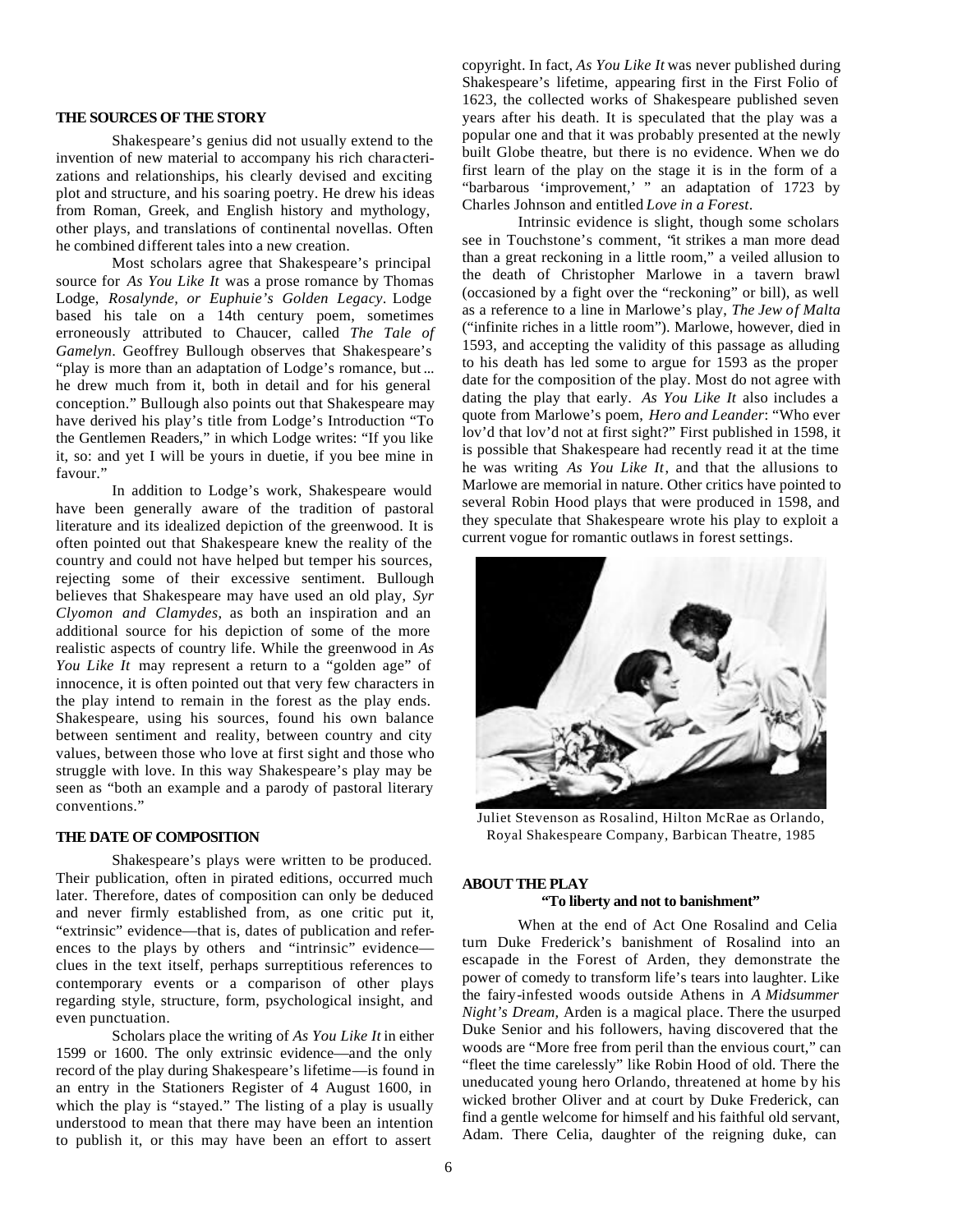## THE SOURCES OF THE STORY

Shakespeare's genius did not usually extend to the invention of new material to accompany his rich characterizations and relationships, his clearly devised and exciting plot and structure, and his soaring poetry. He drew his ideas from Roman, Greek, and English history and mythology, other plays, and translations of continental novellas. Often he combined different tales into a new creation.

Most scholars agree that Shakespeare's principal source for *As You Like It* was a prose romance by Thomas Lodge, *Rosalynde, or Euphuie's Golden Legacy*. Lodge based his tale on a 14th century poem, sometimes erroneously attributed to Chaucer, called *The Tale of Gamelyn*. Geoffrey Bullough observes that Shakespeare's "play is more than an adaptation of Lodge's romance, but ... he drew much from it, both in detail and for his general conception." Bullough also points out that Shakespeare may have derived his play's title from Lodge's Introduction "To the Gentlemen Readers," in which Lodge writes: "If you like it, so: and yet I will be yours in duetie, if you bee mine in favour."

In addition to Lodge's work, Shakespeare would have been generally aware of the tradition of pastoral literature and its idealized depiction of the greenwood. It is often pointed out that Shakespeare knew the reality of the country and could not have helped but temper his sources, rejecting some of their excessive sentiment. Bullough believes that Shakespeare may have used an old play, *Syr Clyomon and Clamydes*, as both an inspiration and an additional source for his depiction of some of the more realistic aspects of country life. While the greenwood in *As You Like It* may represent a return to a "golden age" of innocence, it is often pointed out that very few characters in the play intend to remain in the forest as the play ends. Shakespeare, using his sources, found his own balance between sentiment and reality, between country and city values, between those who love at first sight and those who struggle with love. In this way Shakespeare's play may be seen as "both an example and a parody of pastoral literary conventions."

## THE DATE OF COMPOSITION

Shakespeare's plays were written to be produced. Their publication, often in pirated editions, occurred much later. Therefore, dates of composition can only be deduced and never firmly established from, as one critic put it, "extrinsic" evidence—that is, dates of publication and references to the plays by others and "intrinsic" evidence—clues in the text itself, perhaps surreptitious references to contemporary events or a comparison of other plays regarding style, structure, form, psychological insight, and even punctuation.

Scholars place the writing of *As You Like It* in either 1599 or 1600. The only extrinsic evidence—and the only record of the play during Shakespeare's lifetime—is found in an entry in the Stationers Register of 4 August 1600, in which the play is "stayed." The listing of a play is usually understood to mean that there may have been an intention to publish it, or this may have been an effort to assert copyright. In fact, *As You Like It* was never published during Shakespeare's lifetime, appearing first in the First Folio of 1623, the collected works of Shakespeare published seven years after his death. It is speculated that the play was a popular one and that it was probably presented at the newly built Globe theatre, but there is no evidence. When we do first learn of the play on the stage it is in the form of a "barbarous 'improvement,' " an adaptation of 1723 by Charles Johnson and entitled *Love in a Forest*.

Intrinsic evidence is slight, though some scholars see in Touchstone's comment, "it strikes a man more dead than a great reckoning in a little room," a veiled allusion to the death of Christopher Marlowe in a tavern brawl (occasioned by a fight over the "reckoning" or bill), as well as a reference to a line in Marlowe's play, *The Jew of Malta* ("infinite riches in a little room"). Marlowe, however, died in 1593, and accepting the validity of this passage as alluding to his death has led some to argue for 1593 as the proper date for the composition of the play. Most do not agree with dating the play that early. *As You Like It* also includes a quote from Marlowe's poem, *Hero and Leander*: "Who ever lov'd that lov'd not at first sight?" First published in 1598, it is possible that Shakespeare had recently read it at the time he was writing *As You Like It*, and that the allusions to Marlowe are memorial in nature. Other critics have pointed to several Robin Hood plays that were produced in 1598, and they speculate that Shakespeare wrote his play to exploit a current vogue for romantic outlaws in forest settings.

Juliet Stevenson as Rosalind, Hilton McRae as Orlando, Royal Shakespeare Company, Barbican Theatre, 1985

## ABOUT THE PLAY

### "To liberty and not to banishment"

When at the end of Act One Rosalind and Celia turn Duke Frederick's banishment of Rosalind into an escapade in the Forest of Arden, they demonstrate the power of comedy to transform life's tears into laughter. Like the fairy-infested woods outside Athens in *A Midsummer Night's Dream,* Arden is a magical place. There the usurped Duke Senior and his followers, having discovered that the woods are "More free from peril than the envious court," can "fleet the time carelessly" like Robin Hood of old. There the uneducated young hero Orlando, threatened at home by his wicked brother Oliver and at court by Duke Frederick, can find a gentle welcome for himself and his faithful old servant, Adam. There Celia, daughter of the reigning duke, can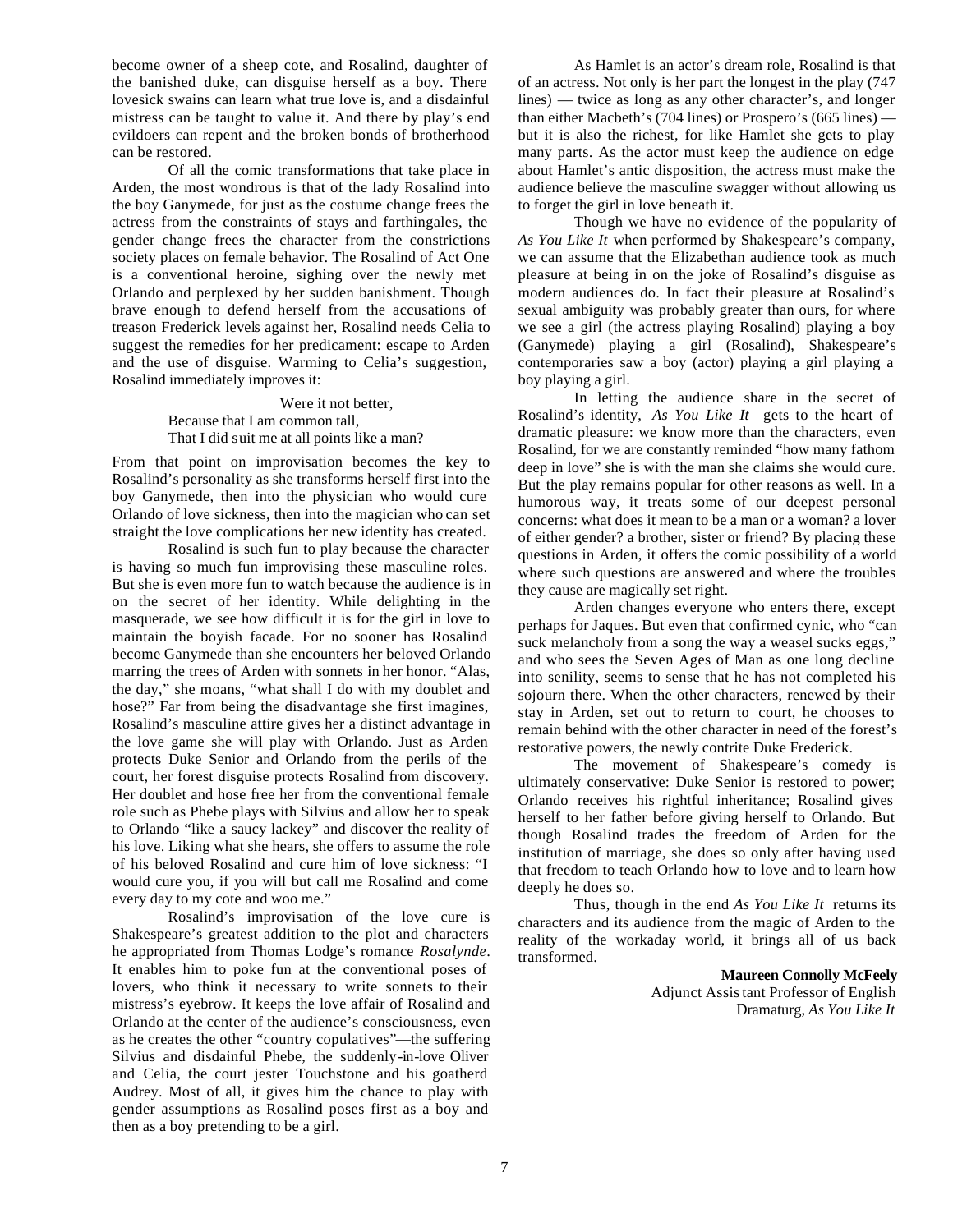become owner of a sheep cote, and Rosalind, daughter of the banished duke, can disguise herself as a boy. There lovesick swains can learn what true love is, and a disdainful mistress can be taught to value it. And there by play's end evildoers can repent and the broken bonds of brotherhood can be restored.

Of all the comic transformations that take place in Arden, the most wondrous is that of the lady Rosalind into the boy Ganymede, for just as the costume change frees the actress from the constraints of stays and farthingales, the gender change frees the character from the constrictions society places on female behavior. The Rosalind of Act One is a conventional heroine, sighing over the newly met Orlando and perplexed by her sudden banishment. Though brave enough to defend herself from the accusations of treason Frederick levels against her, Rosalind needs Celia to suggest the remedies for her predicament: escape to Arden and the use of disguise. Warming to Celia's suggestion, Rosalind immediately improves it:

> Were it not better,
> Because that I am common tall,
> That I did suit me at all points like a man?

From that point on improvisation becomes the key to Rosalind's personality as she transforms herself first into the boy Ganymede, then into the physician who would cure Orlando of love sickness, then into the magician who can set straight the love complications her new identity has created.

Rosalind is such fun to play because the character is having so much fun improvising these masculine roles. But she is even more fun to watch because the audience is in on the secret of her identity. While delighting in the masquerade, we see how difficult it is for the girl in love to maintain the boyish facade. For no sooner has Rosalind become Ganymede than she encounters her beloved Orlando marring the trees of Arden with sonnets in her honor. "Alas, the day," she moans, "what shall I do with my doublet and hose?" Far from being the disadvantage she first imagines, Rosalind's masculine attire gives her a distinct advantage in the love game she will play with Orlando. Just as Arden protects Duke Senior and Orlando from the perils of the court, her forest disguise protects Rosalind from discovery. Her doublet and hose free her from the conventional female role such as Phebe plays with Silvius and allow her to speak to Orlando "like a saucy lackey" and discover the reality of his love. Liking what she hears, she offers to assume the role of his beloved Rosalind and cure him of love sickness: "I would cure you, if you will but call me Rosalind and come every day to my cote and woo me."

Rosalind's improvisation of the love cure is Shakespeare's greatest addition to the plot and characters he appropriated from Thomas Lodge's romance *Rosalynde*. It enables him to poke fun at the conventional poses of lovers, who think it necessary to write sonnets to their mistress's eyebrow. It keeps the love affair of Rosalind and Orlando at the center of the audience's consciousness, even as he creates the other "country copulatives"—the suffering Silvius and disdainful Phebe, the suddenly-in-love Oliver and Celia, the court jester Touchstone and his goatherd Audrey. Most of all, it gives him the chance to play with gender assumptions as Rosalind poses first as a boy and then as a boy pretending to be a girl.

As Hamlet is an actor's dream role, Rosalind is that of an actress. Not only is her part the longest in the play (747 lines) — twice as long as any other character's, and longer than either Macbeth's (704 lines) or Prospero's (665 lines) — but it is also the richest, for like Hamlet she gets to play many parts. As the actor must keep the audience on edge about Hamlet's antic disposition, the actress must make the audience believe the masculine swagger without allowing us to forget the girl in love beneath it.

Though we have no evidence of the popularity of *As You Like It* when performed by Shakespeare's company, we can assume that the Elizabethan audience took as much pleasure at being in on the joke of Rosalind's disguise as modern audiences do. In fact their pleasure at Rosalind's sexual ambiguity was probably greater than ours, for where we see a girl (the actress playing Rosalind) playing a boy (Ganymede) playing a girl (Rosalind), Shakespeare's contemporaries saw a boy (actor) playing a girl playing a boy playing a girl.

In letting the audience share in the secret of Rosalind's identity, *As You Like It* gets to the heart of dramatic pleasure: we know more than the characters, even Rosalind, for we are constantly reminded "how many fathom deep in love" she is with the man she claims she would cure. But the play remains popular for other reasons as well. In a humorous way, it treats some of our deepest personal concerns: what does it mean to be a man or a woman? a lover of either gender? a brother, sister or friend? By placing these questions in Arden, it offers the comic possibility of a world where such questions are answered and where the troubles they cause are magically set right.

Arden changes everyone who enters there, except perhaps for Jaques. But even that confirmed cynic, who "can suck melancholy from a song the way a weasel sucks eggs," and who sees the Seven Ages of Man as one long decline into senility, seems to sense that he has not completed his sojourn there. When the other characters, renewed by their stay in Arden, set out to return to court, he chooses to remain behind with the other character in need of the forest's restorative powers, the newly contrite Duke Frederick.

The movement of Shakespeare's comedy is ultimately conservative: Duke Senior is restored to power; Orlando receives his rightful inheritance; Rosalind gives herself to her father before giving herself to Orlando. But though Rosalind trades the freedom of Arden for the institution of marriage, she does so only after having used that freedom to teach Orlando how to love and to learn how deeply he does so.

Thus, though in the end *As You Like It* returns its characters and its audience from the magic of Arden to the reality of the workaday world, it brings all of us back transformed.

**Maureen Connolly McFeely**
Adjunct Assistant Professor of English
Dramaturg, *As You Like It*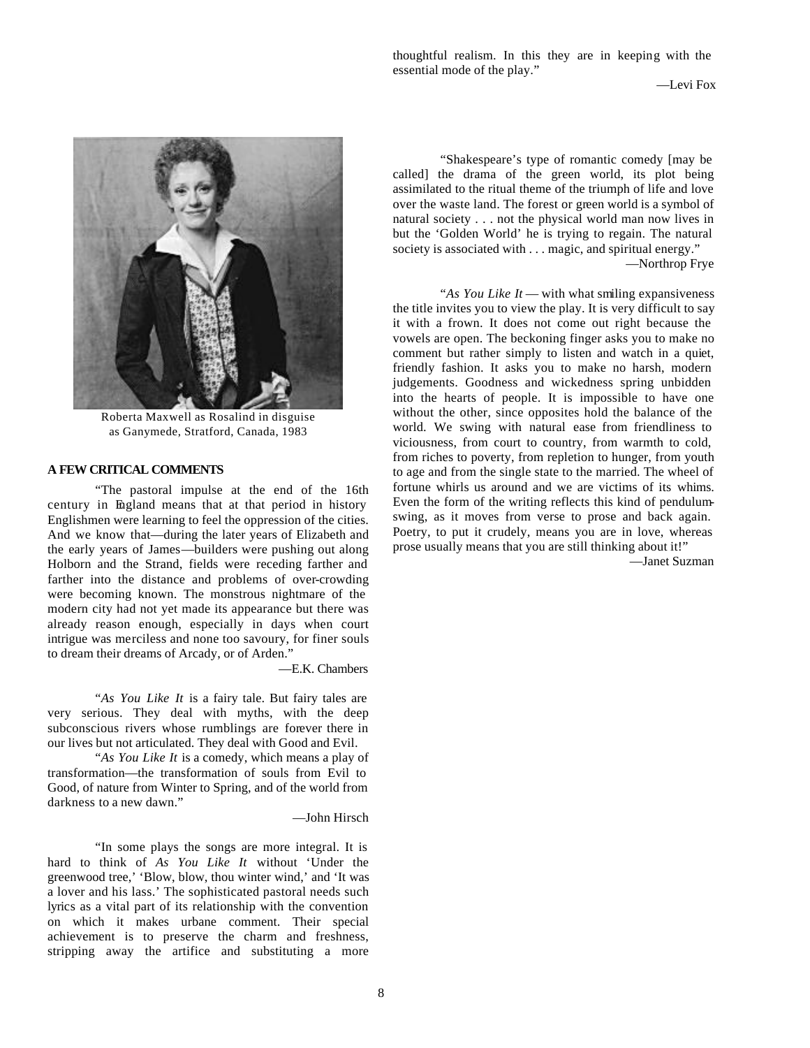thoughtful realism. In this they are in keeping with the essential mode of the play."

—Levi Fox

Roberta Maxwell as Rosalind in disguise as Ganymede, Stratford, Canada, 1983

**A FEW CRITICAL COMMENTS**

"The pastoral impulse at the end of the 16th century in England means that at that period in history Englishmen were learning to feel the oppression of the cities. And we know that—during the later years of Elizabeth and the early years of James—builders were pushing out along Holborn and the Strand, fields were receding farther and farther into the distance and problems of over-crowding were becoming known. The monstrous nightmare of the modern city had not yet made its appearance but there was already reason enough, especially in days when court intrigue was merciless and none too savoury, for finer souls to dream their dreams of Arcady, or of Arden."

—E.K. Chambers

"*As You Like It* is a fairy tale. But fairy tales are very serious. They deal with myths, with the deep subconscious rivers whose rumblings are forever there in our lives but not articulated. They deal with Good and Evil.

"*As You Like It* is a comedy, which means a play of transformation—the transformation of souls from Evil to Good, of nature from Winter to Spring, and of the world from darkness to a new dawn."

—John Hirsch

"In some plays the songs are more integral. It is hard to think of *As You Like It* without 'Under the greenwood tree,' 'Blow, blow, thou winter wind,' and 'It was a lover and his lass.' The sophisticated pastoral needs such lyrics as a vital part of its relationship with the convention on which it makes urbane comment. Their special achievement is to preserve the charm and freshness, stripping away the artifice and substituting a more thoughtful realism. In this they are in keeping with the essential mode of the play."

"Shakespeare's type of romantic comedy [may be called] the drama of the green world, its plot being assimilated to the ritual theme of the triumph of life and love over the waste land. The forest or green world is a symbol of natural society . . . not the physical world man now lives in but the 'Golden World' he is trying to regain. The natural society is associated with . . . magic, and spiritual energy."

—Northrop Frye

"*As You Like It* — with what smiling expansiveness the title invites you to view the play. It is very difficult to say it with a frown. It does not come out right because the vowels are open. The beckoning finger asks you to make no comment but rather simply to listen and watch in a quiet, friendly fashion. It asks you to make no harsh, modern judgements. Goodness and wickedness spring unbidden into the hearts of people. It is impossible to have one without the other, since opposites hold the balance of the world. We swing with natural ease from friendliness to viciousness, from court to country, from warmth to cold, from riches to poverty, from repletion to hunger, from youth to age and from the single state to the married. The wheel of fortune whirls us around and we are victims of its whims. Even the form of the writing reflects this kind of pendulum-swing, as it moves from verse to prose and back again. Poetry, to put it crudely, means you are in love, whereas prose usually means that you are still thinking about it!"

—Janet Suzman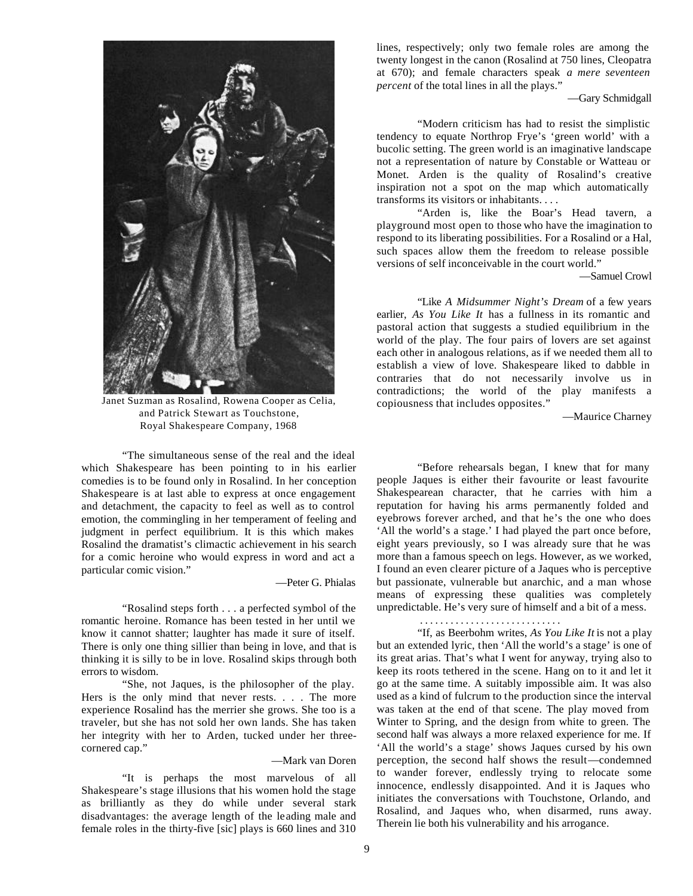Janet Suzman as Rosalind, Rowena Cooper as Celia, and Patrick Stewart as Touchstone, Royal Shakespeare Company, 1968

"The simultaneous sense of the real and the ideal which Shakespeare has been pointing to in his earlier comedies is to be found only in Rosalind. In her conception Shakespeare is at last able to express at once engagement and detachment, the capacity to feel as well as to control emotion, the commingling in her temperament of feeling and judgment in perfect equilibrium. It is this which makes Rosalind the dramatist's climactic achievement in his search for a comic heroine who would express in word and act a particular comic vision."

—Peter G. Phialas

"Rosalind steps forth . . . a perfected symbol of the romantic heroine. Romance has been tested in her until we know it cannot shatter; laughter has made it sure of itself. There is only one thing sillier than being in love, and that is thinking it is silly to be in love. Rosalind skips through both errors to wisdom.

"She, not Jaques, is the philosopher of the play. Hers is the only mind that never rests. . . . The more experience Rosalind has the merrier she grows. She too is a traveler, but she has not sold her own lands. She has taken her integrity with her to Arden, tucked under her three-cornered cap."

—Mark van Doren

"It is perhaps the most marvelous of all Shakespeare's stage illusions that his women hold the stage as brilliantly as they do while under several stark disadvantages: the average length of the leading male and female roles in the thirty-five [sic] plays is 660 lines and 310 lines, respectively; only two female roles are among the twenty longest in the canon (Rosalind at 750 lines, Cleopatra at 670); and female characters speak *a mere seventeen percent* of the total lines in all the plays."

—Gary Schmidgall

"Modern criticism has had to resist the simplistic tendency to equate Northrop Frye's 'green world' with a bucolic setting. The green world is an imaginative landscape not a representation of nature by Constable or Watteau or Monet. Arden is the quality of Rosalind's creative inspiration not a spot on the map which automatically transforms its visitors or inhabitants. . . .

"Arden is, like the Boar's Head tavern, a playground most open to those who have the imagination to respond to its liberating possibilities. For a Rosalind or a Hal, such spaces allow them the freedom to release possible versions of self inconceivable in the court world."

—Samuel Crowl

"Like *A Midsummer Night's Dream* of a few years earlier, *As You Like It* has a fullness in its romantic and pastoral action that suggests a studied equilibrium in the world of the play. The four pairs of lovers are set against each other in analogous relations, as if we needed them all to establish a view of love. Shakespeare liked to dabble in contraries that do not necessarily involve us in contradictions; the world of the play manifests a copiousness that includes opposites."

—Maurice Charney

"Before rehearsals began, I knew that for many people Jaques is either their favourite or least favourite Shakespearean character, that he carries with him a reputation for having his arms permanently folded and eyebrows forever arched, and that he's the one who does 'All the world's a stage.' I had played the part once before, eight years previously, so I was already sure that he was more than a famous speech on legs. However, as we worked, I found an even clearer picture of a Jaques who is perceptive but passionate, vulnerable but anarchic, and a man whose means of expressing these qualities was completely unpredictable. He's very sure of himself and a bit of a mess.

. . . . . . . . . . . . . . . . . . . . . . . . . . .

"If, as Beerbohm writes, *As You Like It* is not a play but an extended lyric, then 'All the world's a stage' is one of its great arias. That's what I went for anyway, trying also to keep its roots tethered in the scene. Hang on to it and let it go at the same time. A suitably impossible aim. It was also used as a kind of fulcrum to the production since the interval was taken at the end of that scene. The play moved from Winter to Spring, and the design from white to green. The second half was always a more relaxed experience for me. If 'All the world's a stage' shows Jaques cursed by his own perception, the second half shows the result—condemned to wander forever, endlessly trying to relocate some innocence, endlessly disappointed. And it is Jaques who initiates the conversations with Touchstone, Orlando, and Rosalind, and Jaques who, when disarmed, runs away. Therein lie both his vulnerability and his arrogance.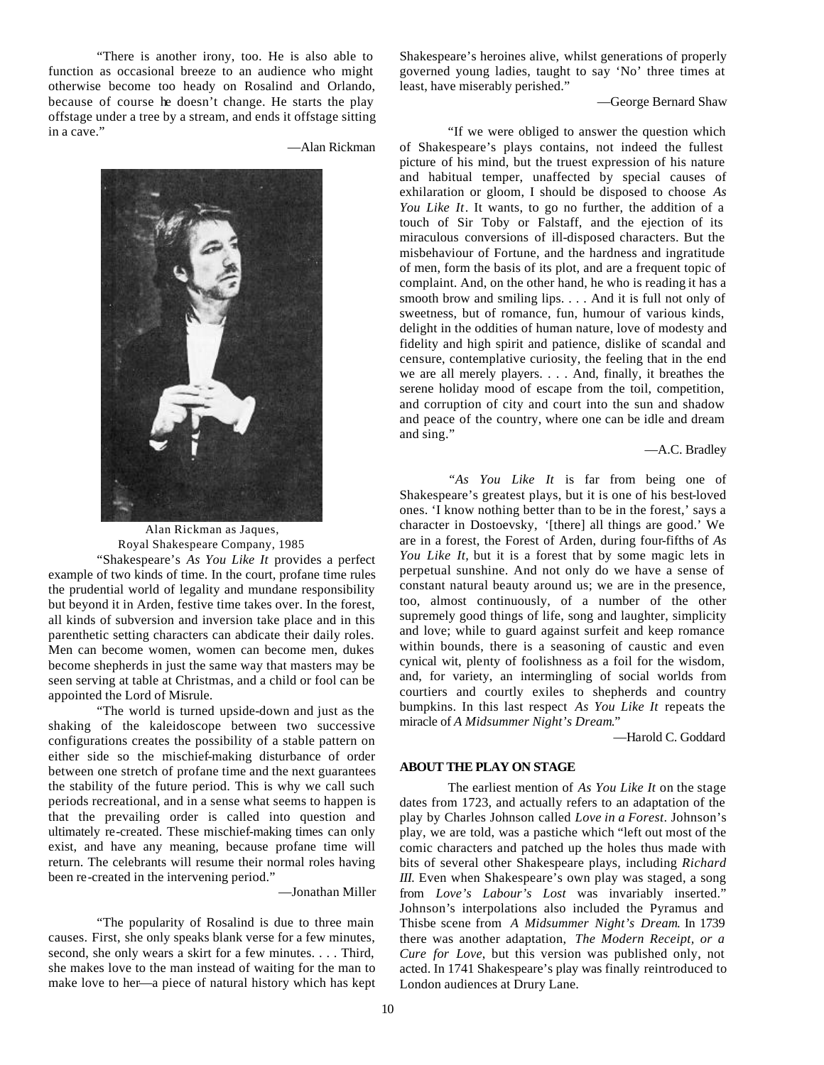"There is another irony, too. He is also able to function as occasional breeze to an audience who might otherwise become too heady on Rosalind and Orlando, because of course he doesn't change. He starts the play offstage under a tree by a stream, and ends it offstage sitting in a cave."

—Alan Rickman

Alan Rickman as Jaques,
Royal Shakespeare Company, 1985

"Shakespeare's *As You Like It* provides a perfect example of two kinds of time. In the court, profane time rules the prudential world of legality and mundane responsibility but beyond it in Arden, festive time takes over. In the forest, all kinds of subversion and inversion take place and in this parenthetic setting characters can abdicate their daily roles. Men can become women, women can become men, dukes become shepherds in just the same way that masters may be seen serving at table at Christmas, and a child or fool can be appointed the Lord of Misrule.

"The world is turned upside-down and just as the shaking of the kaleidoscope between two successive configurations creates the possibility of a stable pattern on either side so the mischief-making disturbance of order between one stretch of profane time and the next guarantees the stability of the future period. This is why we call such periods recreational, and in a sense what seems to happen is that the prevailing order is called into question and ultimately re-created. These mischief-making times can only exist, and have any meaning, because profane time will return. The celebrants will resume their normal roles having been re-created in the intervening period."

—Jonathan Miller

"The popularity of Rosalind is due to three main causes. First, she only speaks blank verse for a few minutes, second, she only wears a skirt for a few minutes. . . . Third, she makes love to the man instead of waiting for the man to make love to her—a piece of natural history which has kept Shakespeare's heroines alive, whilst generations of properly governed young ladies, taught to say 'No' three times at least, have miserably perished."

—George Bernard Shaw

"If we were obliged to answer the question which of Shakespeare's plays contains, not indeed the fullest picture of his mind, but the truest expression of his nature and habitual temper, unaffected by special causes of exhilaration or gloom, I should be disposed to choose *As You Like It*. It wants, to go no further, the addition of a touch of Sir Toby or Falstaff, and the ejection of its miraculous conversions of ill-disposed characters. But the misbehaviour of Fortune, and the hardness and ingratitude of men, form the basis of its plot, and are a frequent topic of complaint. And, on the other hand, he who is reading it has a smooth brow and smiling lips. . . . And it is full not only of sweetness, but of romance, fun, humour of various kinds, delight in the oddities of human nature, love of modesty and fidelity and high spirit and patience, dislike of scandal and censure, contemplative curiosity, the feeling that in the end we are all merely players. . . . And, finally, it breathes the serene holiday mood of escape from the toil, competition, and corruption of city and court into the sun and shadow and peace of the country, where one can be idle and dream and sing."

—A.C. Bradley

"*As You Like It* is far from being one of Shakespeare's greatest plays, but it is one of his best-loved ones. 'I know nothing better than to be in the forest,' says a character in Dostoevsky, '[there] all things are good.' We are in a forest, the Forest of Arden, during four-fifths of *As You Like It,* but it is a forest that by some magic lets in perpetual sunshine. And not only do we have a sense of constant natural beauty around us; we are in the presence, too, almost continuously, of a number of the other supremely good things of life, song and laughter, simplicity and love; while to guard against surfeit and keep romance within bounds, there is a seasoning of caustic and even cynical wit, plenty of foolishness as a foil for the wisdom, and, for variety, an intermingling of social worlds from courtiers and courtly exiles to shepherds and country bumpkins. In this last respect *As You Like It* repeats the miracle of *A Midsummer Night's Dream*."

—Harold C. Goddard

## ABOUT THE PLAY ON STAGE

The earliest mention of *As You Like It* on the stage dates from 1723, and actually refers to an adaptation of the play by Charles Johnson called *Love in a Forest*. Johnson's play, we are told, was a pastiche which "left out most of the comic characters and patched up the holes thus made with bits of several other Shakespeare plays, including *Richard III*. Even when Shakespeare's own play was staged, a song from *Love's Labour's Lost* was invariably inserted." Johnson's interpolations also included the Pyramus and Thisbe scene from *A Midsummer Night's Dream*. In 1739 there was another adaptation, *The Modern Receipt, or a Cure for Love*, but this version was published only, not acted. In 1741 Shakespeare's play was finally reintroduced to London audiences at Drury Lane.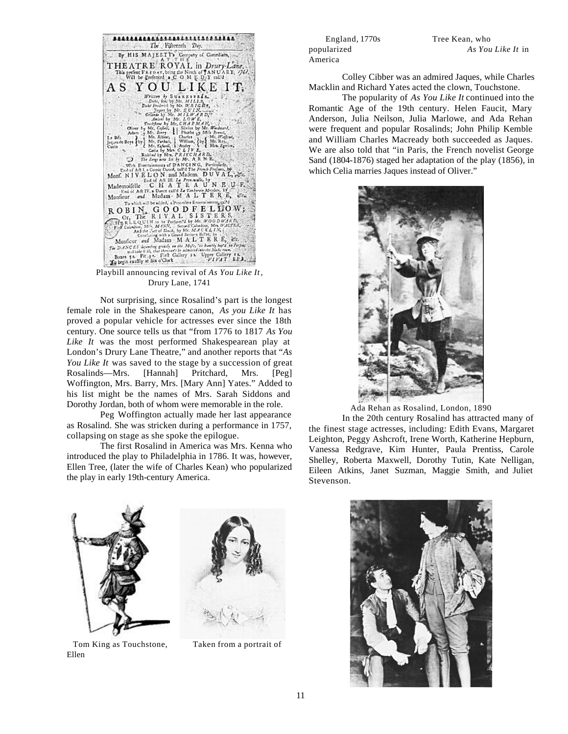Playbill announcing revival of *As You Like It*, Drury Lane, 1741

Not surprising, since Rosalind's part is the longest female role in the Shakespeare canon, *As you Like It* has proved a popular vehicle for actresses ever since the 18th century. One source tells us that "from 1776 to 1817 *As You Like It* was the most performed Shakespearean play at London's Drury Lane Theatre," and another reports that "*As You Like It* was saved to the stage by a succession of great Rosalinds—Mrs. [Hannah] Pritchard, Mrs. [Peg] Woffington, Mrs. Barry, Mrs. [Mary Ann] Yates." Added to his list might be the names of Mrs. Sarah Siddons and Dorothy Jordan, both of whom were memorable in the role.

Peg Woffington actually made her last appearance as Rosalind. She was stricken during a performance in 1757, collapsing on stage as she spoke the epilogue.

The first Rosalind in America was Mrs. Kenna who introduced the play to Philadelphia in 1786. It was, however, Ellen Tree, (later the wife of Charles Kean) who popularized the play in early 19th-century America.

Tom King as Touchstone, England, 1770s

Taken from a portrait of Ellen Tree Kean, who popularized *As You Like It* in America

Colley Cibber was an admired Jaques, while Charles Macklin and Richard Yates acted the clown, Touchstone.

The popularity of *As You Like It* continued into the Romantic Age of the 19th century. Helen Faucit, Mary Anderson, Julia Neilson, Julia Marlowe, and Ada Rehan were frequent and popular Rosalinds; John Philip Kemble and William Charles Macready both succeeded as Jaques. We are also told that "in Paris, the French novelist George Sand (1804-1876) staged her adaptation of the play (1856), in which Celia marries Jaques instead of Oliver."

Ada Rehan as Rosalind, London, 1890

In the 20th century Rosalind has attracted many of the finest stage actresses, including: Edith Evans, Margaret Leighton, Peggy Ashcroft, Irene Worth, Katherine Hepburn, Vanessa Redgrave, Kim Hunter, Paula Prentiss, Carole Shelley, Roberta Maxwell, Dorothy Tutin, Kate Nelligan, Eileen Atkins, Janet Suzman, Maggie Smith, and Juliet Stevenson.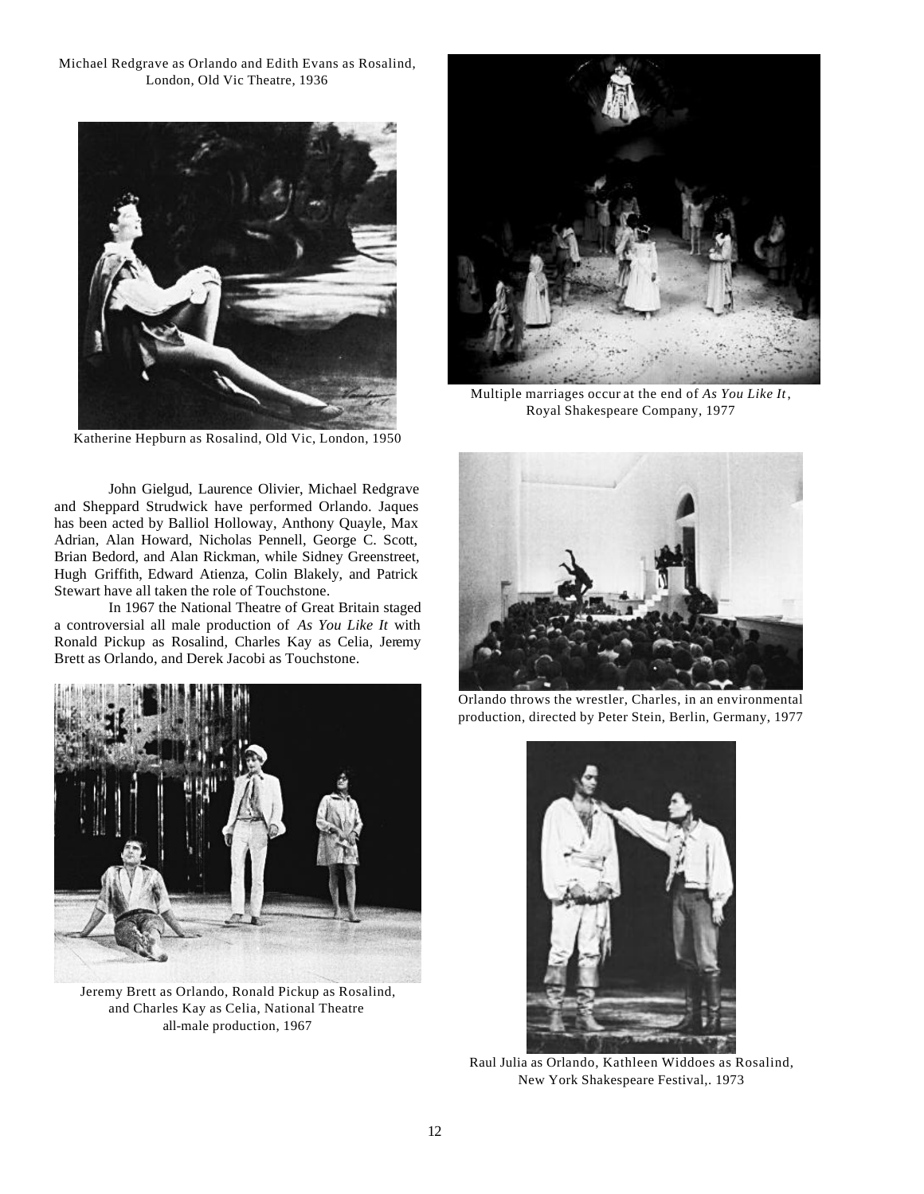Michael Redgrave as Orlando and Edith Evans as Rosalind, London, Old Vic Theatre, 1936

Katherine Hepburn as Rosalind, Old Vic, London, 1950

John Gielgud, Laurence Olivier, Michael Redgrave and Sheppard Strudwick have performed Orlando. Jaques has been acted by Balliol Holloway, Anthony Quayle, Max Adrian, Alan Howard, Nicholas Pennell, George C. Scott, Brian Bedord, and Alan Rickman, while Sidney Greenstreet, Hugh Griffith, Edward Atienza, Colin Blakely, and Patrick Stewart have all taken the role of Touchstone.

In 1967 the National Theatre of Great Britain staged a controversial all male production of *As You Like It* with Ronald Pickup as Rosalind, Charles Kay as Celia, Jeremy Brett as Orlando, and Derek Jacobi as Touchstone.

Jeremy Brett as Orlando, Ronald Pickup as Rosalind, and Charles Kay as Celia, National Theatre all-male production, 1967

Multiple marriages occur at the end of *As You Like It*, Royal Shakespeare Company, 1977

Orlando throws the wrestler, Charles, in an environmental production, directed by Peter Stein, Berlin, Germany, 1977

Raul Julia as Orlando, Kathleen Widdoes as Rosalind, New York Shakespeare Festival,. 1973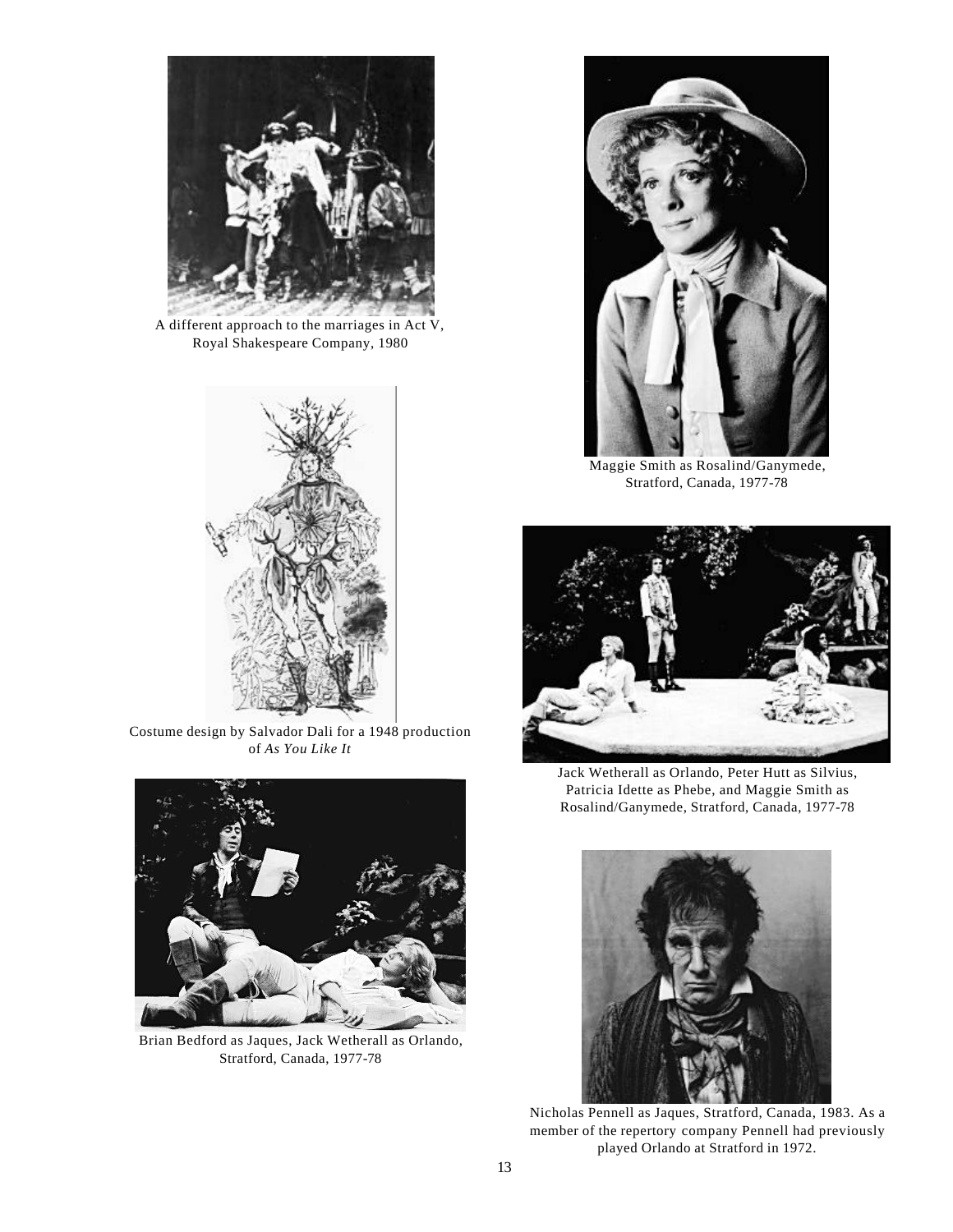A different approach to the marriages in Act V, Royal Shakespeare Company, 1980

Maggie Smith as Rosalind/Ganymede, Stratford, Canada, 1977-78

Costume design by Salvador Dali for a 1948 production of *As You Like It*

Jack Wetherall as Orlando, Peter Hutt as Silvius, Patricia Idette as Phebe, and Maggie Smith as Rosalind/Ganymede, Stratford, Canada, 1977-78

Brian Bedford as Jaques, Jack Wetherall as Orlando, Stratford, Canada, 1977-78

Nicholas Pennell as Jaques, Stratford, Canada, 1983. As a member of the repertory company Pennell had previously played Orlando at Stratford in 1972.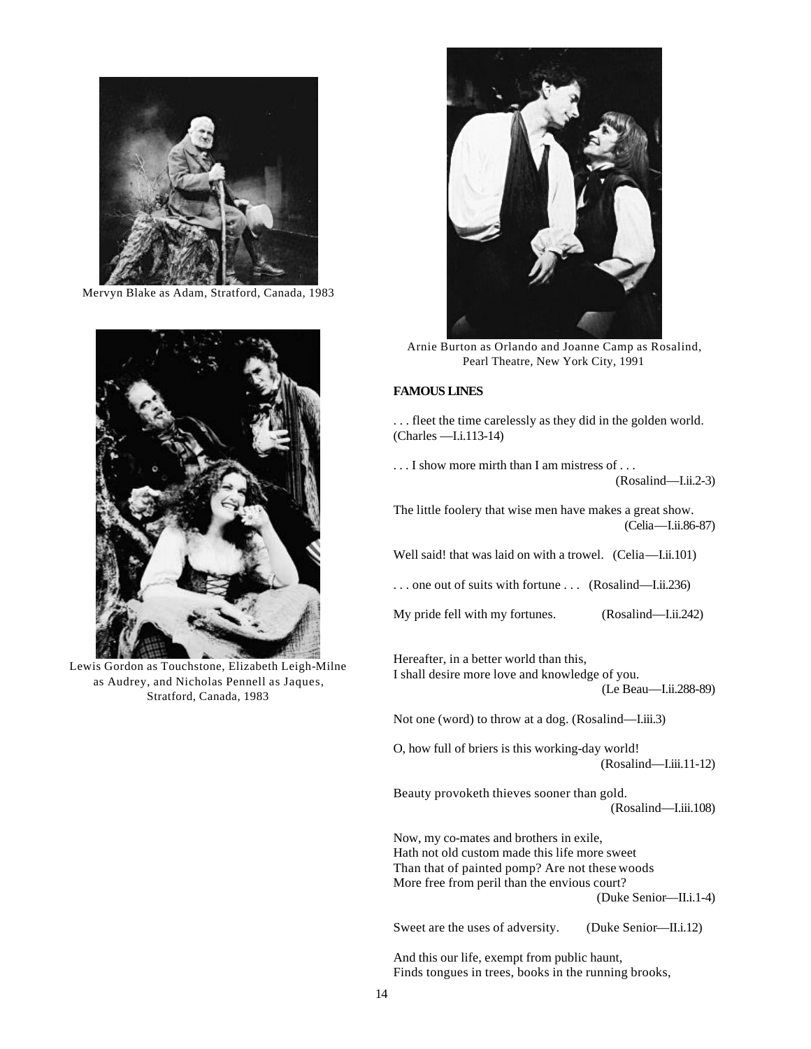Mervyn Blake as Adam, Stratford, Canada, 1983

Lewis Gordon as Touchstone, Elizabeth Leigh-Milne as Audrey, and Nicholas Pennell as Jaques, Stratford, Canada, 1983

Arnie Burton as Orlando and Joanne Camp as Rosalind, Pearl Theatre, New York City, 1991

**FAMOUS LINES**

. . . fleet the time carelessly as they did in the golden world. (Charles —I.i.113-14)

. . . I show more mirth than I am mistress of . . .
(Rosalind—I.ii.2-3)

The little foolery that wise men have makes a great show.
(Celia—I.ii.86-87)

Well said! that was laid on with a trowel. (Celia—I.ii.101)

. . . one out of suits with fortune . . . (Rosalind—I.ii.236)

My pride fell with my fortunes. (Rosalind—I.ii.242)

Hereafter, in a better world than this,
I shall desire more love and knowledge of you.
(Le Beau—I.ii.288-89)

Not one (word) to throw at a dog. (Rosalind—I.iii.3)

O, how full of briers is this working-day world!
(Rosalind—I.iii.11-12)

Beauty provoketh thieves sooner than gold.
(Rosalind—I.iii.108)

Now, my co-mates and brothers in exile,
Hath not old custom made this life more sweet
Than that of painted pomp? Are not these woods
More free from peril than the envious court?
(Duke Senior—II.i.1-4)

Sweet are the uses of adversity. (Duke Senior—II.i.12)

And this our life, exempt from public haunt,
Finds tongues in trees, books in the running brooks,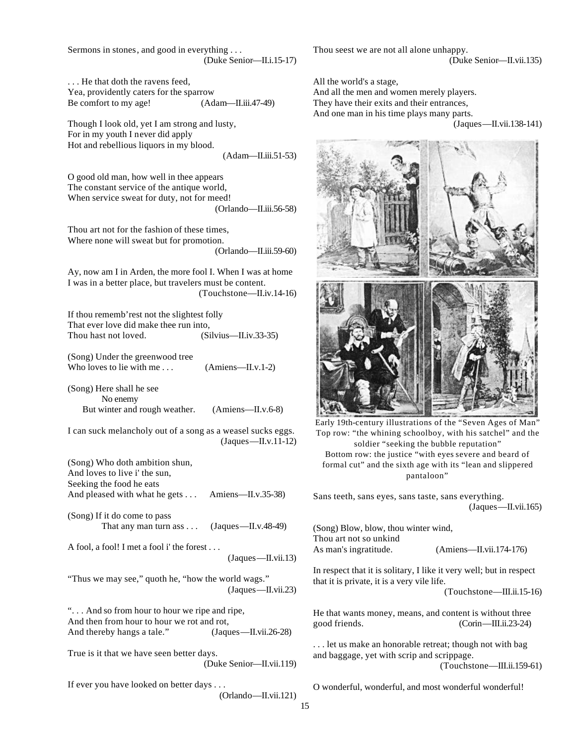Sermons in stones, and good in everything . . .
(Duke Senior—II.i.15-17)

. . . He that doth the ravens feed,
Yea, providently caters for the sparrow
Be comfort to my age! (Adam—II.iii.47-49)

Though I look old, yet I am strong and lusty,
For in my youth I never did apply
Hot and rebellious liquors in my blood.
(Adam—II.iii.51-53)

O good old man, how well in thee appears
The constant service of the antique world,
When service sweat for duty, not for meed!
(Orlando—II.iii.56-58)

Thou art not for the fashion of these times,
Where none will sweat but for promotion.
(Orlando—II.iii.59-60)

Ay, now am I in Arden, the more fool I. When I was at home I was in a better place, but travelers must be content.
(Touchstone—II.iv.14-16)

If thou rememb'rest not the slightest folly
That ever love did make thee run into,
Thou hast not loved. (Silvius—II.iv.33-35)

(Song) Under the greenwood tree
Who loves to lie with me . . . (Amiens—II.v.1-2)

(Song) Here shall he see
No enemy
But winter and rough weather. (Amiens—II.v.6-8)

I can suck melancholy out of a song as a weasel sucks eggs.
(Jaques—II.v.11-12)

(Song) Who doth ambition shun,
And loves to live i' the sun,
Seeking the food he eats
And pleased with what he gets . . . Amiens—II.v.35-38)

(Song) If it do come to pass
That any man turn ass . . . (Jaques—II.v.48-49)

A fool, a fool! I met a fool i' the forest . . .
(Jaques—II.vii.13)

"Thus we may see," quoth he, "how the world wags."
(Jaques—II.vii.23)

". . . And so from hour to hour we ripe and ripe,
And then from hour to hour we rot and rot,
And thereby hangs a tale." (Jaques—II.vii.26-28)

True is it that we have seen better days.
(Duke Senior—II.vii.119)

If ever you have looked on better days . . .
(Orlando—II.vii.121)

Thou seest we are not all alone unhappy.
(Duke Senior—II.vii.135)

All the world's a stage,
And all the men and women merely players.
They have their exits and their entrances,
And one man in his time plays many parts.
(Jaques—II.vii.138-141)

Early 19th-century illustrations of the "Seven Ages of Man"
Top row: "the whining schoolboy, with his satchel" and the soldier "seeking the bubble reputation"
Bottom row: the justice "with eyes severe and beard of formal cut" and the sixth age with its "lean and slippered pantaloon"

Sans teeth, sans eyes, sans taste, sans everything.
(Jaques—II.vii.165)

(Song) Blow, blow, thou winter wind,
Thou art not so unkind
As man's ingratitude. (Amiens—II.vii.174-176)

In respect that it is solitary, I like it very well; but in respect that it is private, it is a very vile life.
(Touchstone—III.ii.15-16)

He that wants money, means, and content is without three good friends. (Corin—III.ii.23-24)

. . . let us make an honorable retreat; though not with bag and baggage, yet with scrip and scrippage.
(Touchstone—III.ii.159-61)

O wonderful, wonderful, and most wonderful wonderful!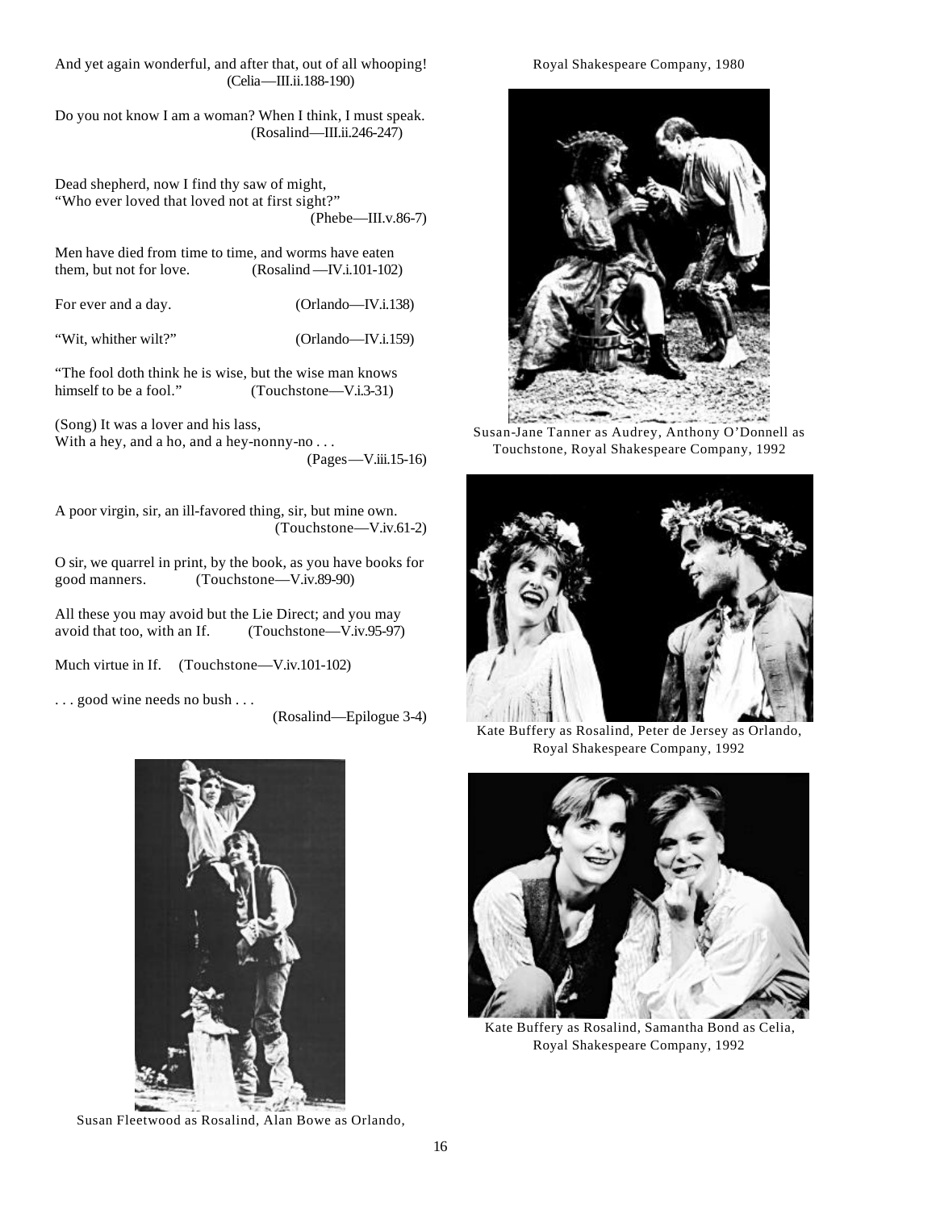And yet again wonderful, and after that, out of all whooping!
(Celia—III.ii.188-190)

Do you not know I am a woman? When I think, I must speak.
(Rosalind—III.ii.246-247)

Dead shepherd, now I find thy saw of might,
"Who ever loved that loved not at first sight?"
(Phebe—III.v.86-7)

Men have died from time to time, and worms have eaten them, but not for love. (Rosalind —IV.i.101-102)

For ever and a day. (Orlando—IV.i.138)

"Wit, whither wilt?" (Orlando—IV.i.159)

"The fool doth think he is wise, but the wise man knows himself to be a fool." (Touchstone—V.i.3-31)

(Song) It was a lover and his lass,
With a hey, and a ho, and a hey-nonny-no . . .
(Pages—V.iii.15-16)

A poor virgin, sir, an ill-favored thing, sir, but mine own.
(Touchstone—V.iv.61-2)

O sir, we quarrel in print, by the book, as you have books for good manners. (Touchstone—V.iv.89-90)

All these you may avoid but the Lie Direct; and you may avoid that too, with an If. (Touchstone—V.iv.95-97)

Much virtue in If. (Touchstone—V.iv.101-102)

. . . good wine needs no bush . . .
(Rosalind—Epilogue 3-4)

Susan Fleetwood as Rosalind, Alan Bowe as Orlando, Royal Shakespeare Company, 1980

Susan-Jane Tanner as Audrey, Anthony O'Donnell as Touchstone, Royal Shakespeare Company, 1992

Kate Buffery as Rosalind, Peter de Jersey as Orlando, Royal Shakespeare Company, 1992

Kate Buffery as Rosalind, Samantha Bond as Celia, Royal Shakespeare Company, 1992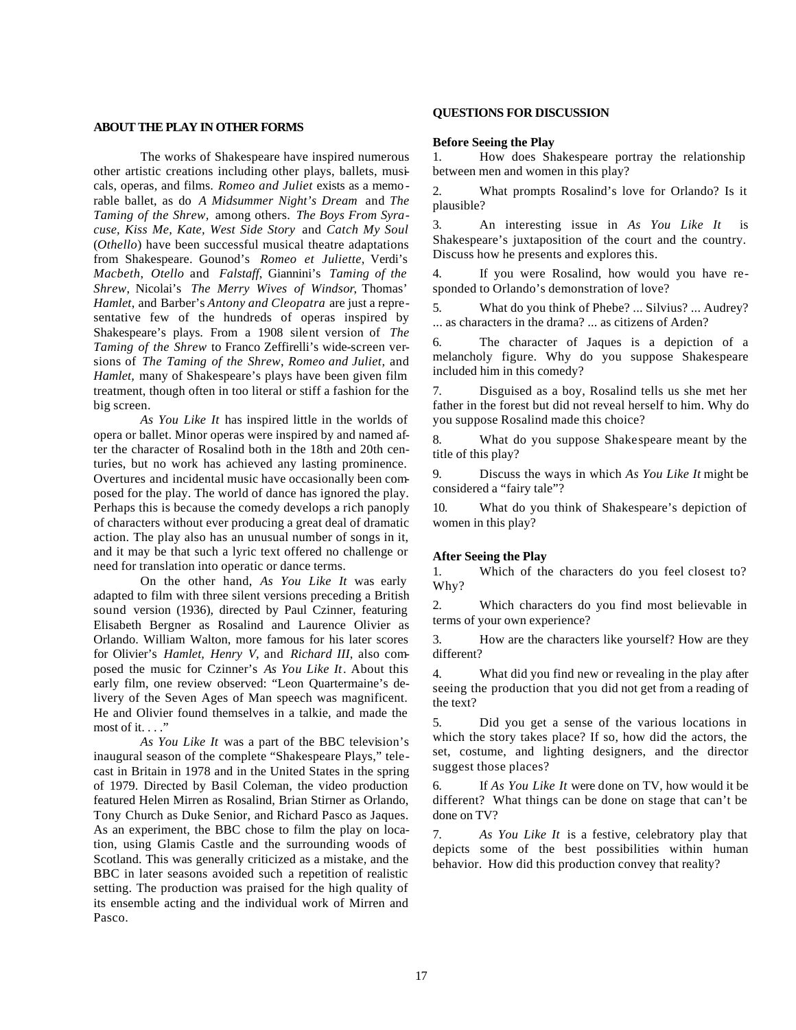## ABOUT THE PLAY IN OTHER FORMS

The works of Shakespeare have inspired numerous other artistic creations including other plays, ballets, musicals, operas, and films. *Romeo and Juliet* exists as a memorable ballet, as do *A Midsummer Night's Dream* and *The Taming of the Shrew,* among others. *The Boys From Syracuse, Kiss Me, Kate, West Side Story* and *Catch My Soul* (*Othello*) have been successful musical theatre adaptations from Shakespeare. Gounod's *Romeo et Juliette*, Verdi's *Macbeth*, *Otello* and *Falstaff*, Giannini's *Taming of the Shrew*, Nicolai's *The Merry Wives of Windsor*, Thomas' *Hamlet*, and Barber's *Antony and Cleopatra* are just a representative few of the hundreds of operas inspired by Shakespeare's plays. From a 1908 silent version of *The Taming of the Shrew* to Franco Zeffirelli's wide-screen versions of *The Taming of the Shrew*, *Romeo and Juliet*, and *Hamlet,* many of Shakespeare's plays have been given film treatment, though often in too literal or stiff a fashion for the big screen.

*As You Like It* has inspired little in the worlds of opera or ballet. Minor operas were inspired by and named after the character of Rosalind both in the 18th and 20th centuries, but no work has achieved any lasting prominence. Overtures and incidental music have occasionally been composed for the play. The world of dance has ignored the play. Perhaps this is because the comedy develops a rich panoply of characters without ever producing a great deal of dramatic action. The play also has an unusual number of songs in it, and it may be that such a lyric text offered no challenge or need for translation into operatic or dance terms.

On the other hand, *As You Like It* was early adapted to film with three silent versions preceding a British sound version (1936), directed by Paul Czinner, featuring Elisabeth Bergner as Rosalind and Laurence Olivier as Orlando. William Walton, more famous for his later scores for Olivier's *Hamlet, Henry V,* and *Richard III*, also composed the music for Czinner's *As You Like It*. About this early film, one review observed: "Leon Quartermaine's delivery of the Seven Ages of Man speech was magnificent. He and Olivier found themselves in a talkie, and made the most of it. . . ."

*As You Like It* was a part of the BBC television's inaugural season of the complete "Shakespeare Plays," telecast in Britain in 1978 and in the United States in the spring of 1979. Directed by Basil Coleman, the video production featured Helen Mirren as Rosalind, Brian Stirner as Orlando, Tony Church as Duke Senior, and Richard Pasco as Jaques. As an experiment, the BBC chose to film the play on location, using Glamis Castle and the surrounding woods of Scotland. This was generally criticized as a mistake, and the BBC in later seasons avoided such a repetition of realistic setting. The production was praised for the high quality of its ensemble acting and the individual work of Mirren and Pasco.

## QUESTIONS FOR DISCUSSION

### Before Seeing the Play

1. How does Shakespeare portray the relationship between men and women in this play?
2. What prompts Rosalind's love for Orlando? Is it plausible?
3. An interesting issue in *As You Like It* is Shakespeare's juxtaposition of the court and the country. Discuss how he presents and explores this.
4. If you were Rosalind, how would you have responded to Orlando's demonstration of love?
5. What do you think of Phebe? ... Silvius? ... Audrey? ... as characters in the drama? ... as citizens of Arden?
6. The character of Jaques is a depiction of a melancholy figure. Why do you suppose Shakespeare included him in this comedy?
7. Disguised as a boy, Rosalind tells us she met her father in the forest but did not reveal herself to him. Why do you suppose Rosalind made this choice?
8. What do you suppose Shakespeare meant by the title of this play?
9. Discuss the ways in which *As You Like It* might be considered a "fairy tale"?
10. What do you think of Shakespeare's depiction of women in this play?

### After Seeing the Play

1. Which of the characters do you feel closest to? Why?
2. Which characters do you find most believable in terms of your own experience?
3. How are the characters like yourself? How are they different?
4. What did you find new or revealing in the play after seeing the production that you did not get from a reading of the text?
5. Did you get a sense of the various locations in which the story takes place? If so, how did the actors, the set, costume, and lighting designers, and the director suggest those places?
6. If *As You Like It* were done on TV, how would it be different? What things can be done on stage that can't be done on TV?
7. *As You Like It* is a festive, celebratory play that depicts some of the best possibilities within human behavior. How did this production convey that reality?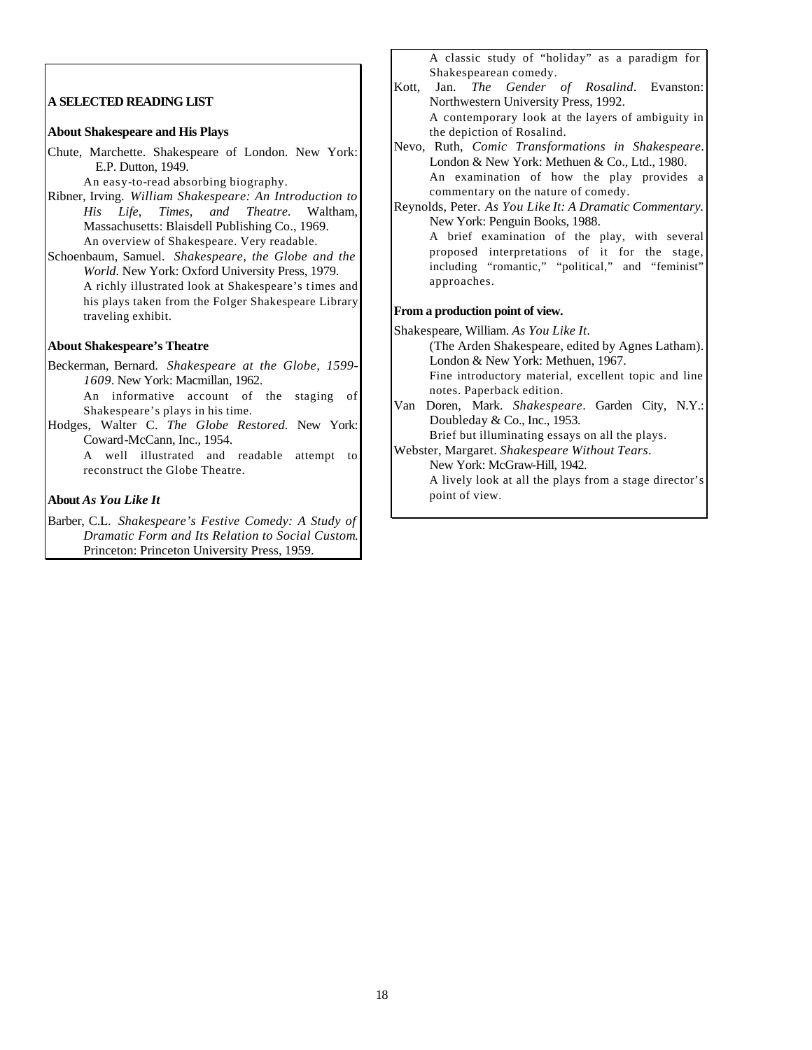## A SELECTED READING LIST

### About Shakespeare and His Plays

Chute, Marchette. Shakespeare of London. New York: E.P. Dutton, 1949.
An easy-to-read absorbing biography.

Ribner, Irving. *William Shakespeare: An Introduction to His Life, Times, and Theatre.* Waltham, Massachusetts: Blaisdell Publishing Co., 1969.
An overview of Shakespeare. Very readable.

Schoenbaum, Samuel. *Shakespeare, the Globe and the World.* New York: Oxford University Press, 1979.
A richly illustrated look at Shakespeare's times and his plays taken from the Folger Shakespeare Library traveling exhibit.

### About Shakespeare's Theatre

Beckerman, Bernard. *Shakespeare at the Globe, 1599-1609*. New York: Macmillan, 1962.
An informative account of the staging of Shakespeare's plays in his time.

Hodges, Walter C. *The Globe Restored.* New York: Coward-McCann, Inc., 1954.
A well illustrated and readable attempt to reconstruct the Globe Theatre.

### About *As You Like It*

Barber, C.L. *Shakespeare's Festive Comedy: A Study of Dramatic Form and Its Relation to Social Custom.* Princeton: Princeton University Press, 1959.
A classic study of "holiday" as a paradigm for Shakespearean comedy.

Kott, Jan. *The Gender of Rosalind*. Evanston: Northwestern University Press, 1992.
A contemporary look at the layers of ambiguity in the depiction of Rosalind.

Nevo, Ruth, *Comic Transformations in Shakespeare*. London & New York: Methuen & Co., Ltd., 1980.
An examination of how the play provides a commentary on the nature of comedy.

Reynolds, Peter. *As You Like It: A Dramatic Commentary.* New York: Penguin Books, 1988.
A brief examination of the play, with several proposed interpretations of it for the stage, including "romantic," "political," and "feminist" approaches.

### From a production point of view.

Shakespeare, William. *As You Like It*.
(The Arden Shakespeare, edited by Agnes Latham). London & New York: Methuen, 1967.
Fine introductory material, excellent topic and line notes. Paperback edition.

Van Doren, Mark. *Shakespeare*. Garden City, N.Y.: Doubleday & Co., Inc., 1953.
Brief but illuminating essays on all the plays.

Webster, Margaret. *Shakespeare Without Tears*. New York: McGraw-Hill, 1942.
A lively look at all the plays from a stage director's point of view.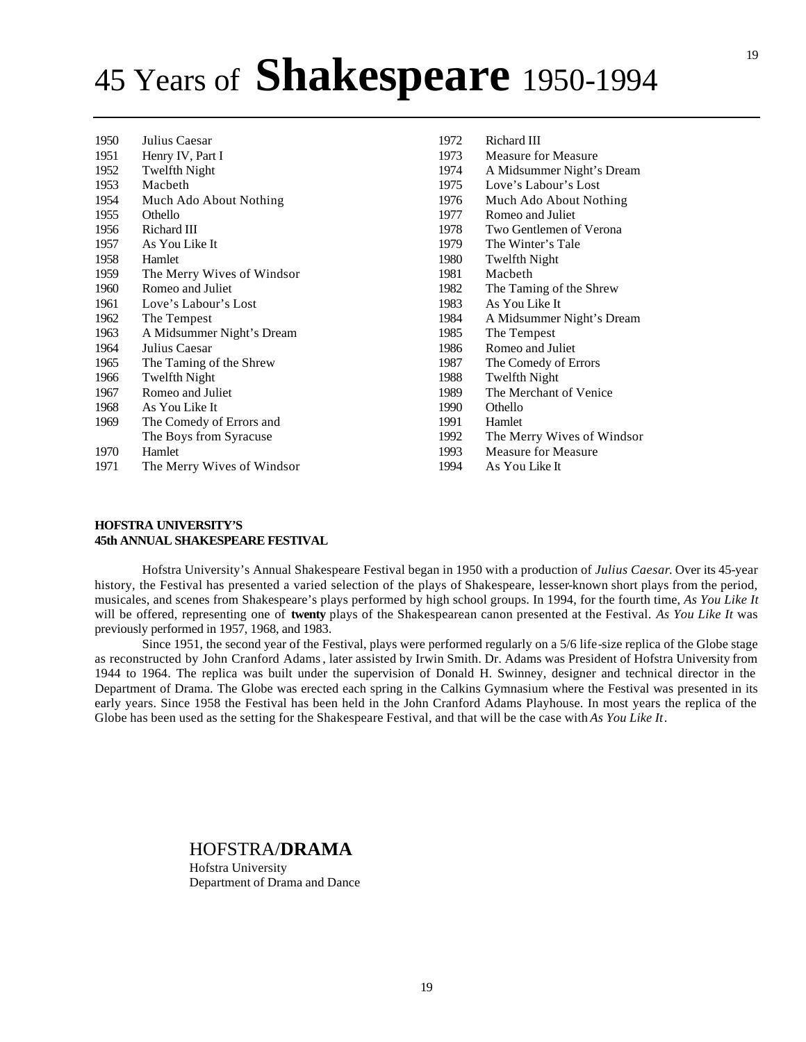# 45 Years of **Shakespeare** 1950-1994

| | | | |
|---|---|---|---|
| 1950 | Julius Caesar | 1972 | Richard III |
| 1951 | Henry IV, Part I | 1973 | Measure for Measure |
| 1952 | Twelfth Night | 1974 | A Midsummer Night's Dream |
| 1953 | Macbeth | 1975 | Love's Labour's Lost |
| 1954 | Much Ado About Nothing | 1976 | Much Ado About Nothing |
| 1955 | Othello | 1977 | Romeo and Juliet |
| 1956 | Richard III | 1978 | Two Gentlemen of Verona |
| 1957 | As You Like It | 1979 | The Winter's Tale |
| 1958 | Hamlet | 1980 | Twelfth Night |
| 1959 | The Merry Wives of Windsor | 1981 | Macbeth |
| 1960 | Romeo and Juliet | 1982 | The Taming of the Shrew |
| 1961 | Love's Labour's Lost | 1983 | As You Like It |
| 1962 | The Tempest | 1984 | A Midsummer Night's Dream |
| 1963 | A Midsummer Night's Dream | 1985 | The Tempest |
| 1964 | Julius Caesar | 1986 | Romeo and Juliet |
| 1965 | The Taming of the Shrew | 1987 | The Comedy of Errors |
| 1966 | Twelfth Night | 1988 | Twelfth Night |
| 1967 | Romeo and Juliet | 1989 | The Merchant of Venice |
| 1968 | As You Like It | 1990 | Othello |
| 1969 | The Comedy of Errors and The Boys from Syracuse | 1991 | Hamlet |
| 1970 | Hamlet | 1992 | The Merry Wives of Windsor |
| 1971 | The Merry Wives of Windsor | 1993 | Measure for Measure |
| | | 1994 | As You Like It |

**HOFSTRA UNIVERSITY'S**
**45th ANNUAL SHAKESPEARE FESTIVAL**

Hofstra University's Annual Shakespeare Festival began in 1950 with a production of *Julius Caesar.* Over its 45-year history, the Festival has presented a varied selection of the plays of Shakespeare, lesser-known short plays from the period, musicales, and scenes from Shakespeare's plays performed by high school groups. In 1994, for the fourth time, *As You Like It* will be offered, representing one of **twenty** plays of the Shakespearean canon presented at the Festival. *As You Like It* was previously performed in 1957, 1968, and 1983.

Since 1951, the second year of the Festival, plays were performed regularly on a 5/6 life-size replica of the Globe stage as reconstructed by John Cranford Adams, later assisted by Irwin Smith. Dr. Adams was President of Hofstra University from 1944 to 1964. The replica was built under the supervision of Donald H. Swinney, designer and technical director in the Department of Drama. The Globe was erected each spring in the Calkins Gymnasium where the Festival was presented in its early years. Since 1958 the Festival has been held in the John Cranford Adams Playhouse. In most years the replica of the Globe has been used as the setting for the Shakespeare Festival, and that will be the case with *As You Like It*.

HOFSTRA/**DRAMA**
Hofstra University
Department of Drama and Dance